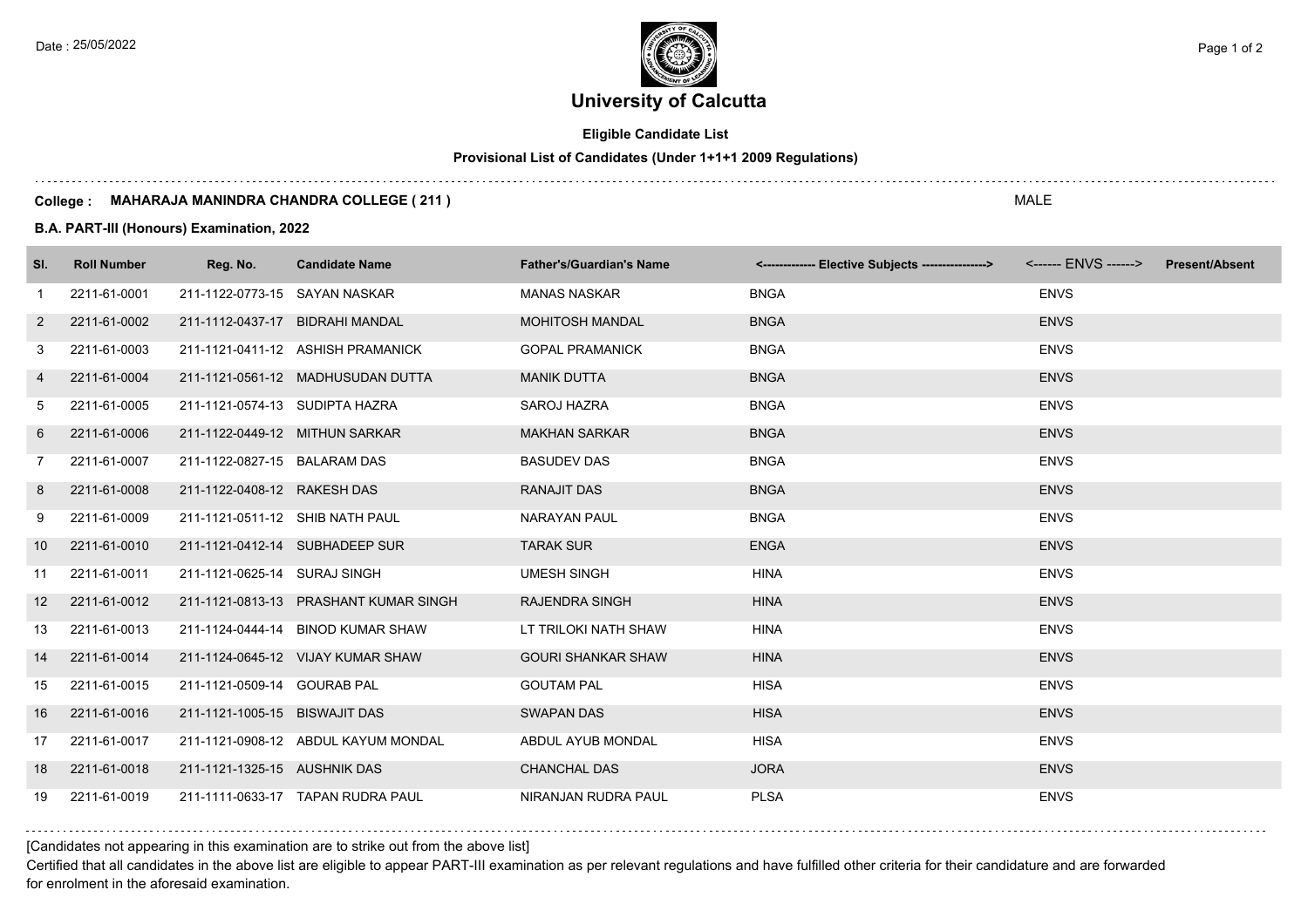Date : 25/05/2022

# University of Calcutta

**Eligible Candidate List**

**Provisional List of Candidates (Under 1+1+1 2009 Regulations)**

**College : MAHARAJA MANINDRA CHANDRA COLLEGE ( 211 )** MALE

**B.A. PART-III (Honours) Examination, 2022**

| Sl. | Roll Number | Reg. No. | Candidate Name | Father's/Guardian's Name | <------------- Elective Subjects ----------------> | <------ ENVS ------> | Present/Absent |
|---|---|---|---|---|---|---|---|
| 1 | 2211-61-0001 | 211-1122-0773-15 | SAYAN NASKAR | MANAS NASKAR | BNGA | ENVS | |
| 2 | 2211-61-0002 | 211-1112-0437-17 | BIDRAHI MANDAL | MOHITOSH MANDAL | BNGA | ENVS | |
| 3 | 2211-61-0003 | 211-1121-0411-12 | ASHISH PRAMANICK | GOPAL PRAMANICK | BNGA | ENVS | |
| 4 | 2211-61-0004 | 211-1121-0561-12 | MADHUSUDAN DUTTA | MANIK DUTTA | BNGA | ENVS | |
| 5 | 2211-61-0005 | 211-1121-0574-13 | SUDIPTA HAZRA | SAROJ HAZRA | BNGA | ENVS | |
| 6 | 2211-61-0006 | 211-1122-0449-12 | MITHUN SARKAR | MAKHAN SARKAR | BNGA | ENVS | |
| 7 | 2211-61-0007 | 211-1122-0827-15 | BALARAM DAS | BASUDEV DAS | BNGA | ENVS | |
| 8 | 2211-61-0008 | 211-1122-0408-12 | RAKESH DAS | RANAJIT DAS | BNGA | ENVS | |
| 9 | 2211-61-0009 | 211-1121-0511-12 | SHIB NATH PAUL | NARAYAN PAUL | BNGA | ENVS | |
| 10 | 2211-61-0010 | 211-1121-0412-14 | SUBHADEEP SUR | TARAK SUR | ENGA | ENVS | |
| 11 | 2211-61-0011 | 211-1121-0625-14 | SURAJ SINGH | UMESH SINGH | HINA | ENVS | |
| 12 | 2211-61-0012 | 211-1121-0813-13 | PRASHANT KUMAR SINGH | RAJENDRA SINGH | HINA | ENVS | |
| 13 | 2211-61-0013 | 211-1124-0444-14 | BINOD KUMAR SHAW | LT TRILOKI NATH SHAW | HINA | ENVS | |
| 14 | 2211-61-0014 | 211-1124-0645-12 | VIJAY KUMAR SHAW | GOURI SHANKAR SHAW | HINA | ENVS | |
| 15 | 2211-61-0015 | 211-1121-0509-14 | GOURAB PAL | GOUTAM PAL | HISA | ENVS | |
| 16 | 2211-61-0016 | 211-1121-1005-15 | BISWAJIT DAS | SWAPAN DAS | HISA | ENVS | |
| 17 | 2211-61-0017 | 211-1121-0908-12 | ABDUL KAYUM MONDAL | ABDUL AYUB MONDAL | HISA | ENVS | |
| 18 | 2211-61-0018 | 211-1121-1325-15 | AUSHNIK DAS | CHANCHAL DAS | JORA | ENVS | |
| 19 | 2211-61-0019 | 211-1111-0633-17 | TAPAN RUDRA PAUL | NIRANJAN RUDRA PAUL | PLSA | ENVS | |

[Candidates not appearing in this examination are to strike out from the above list]

Certified that all candidates in the above list are eligible to appear PART-III examination as per relevant regulations and have fulfilled other criteria for their candidature and are forwarded for enrolment in the aforesaid examination.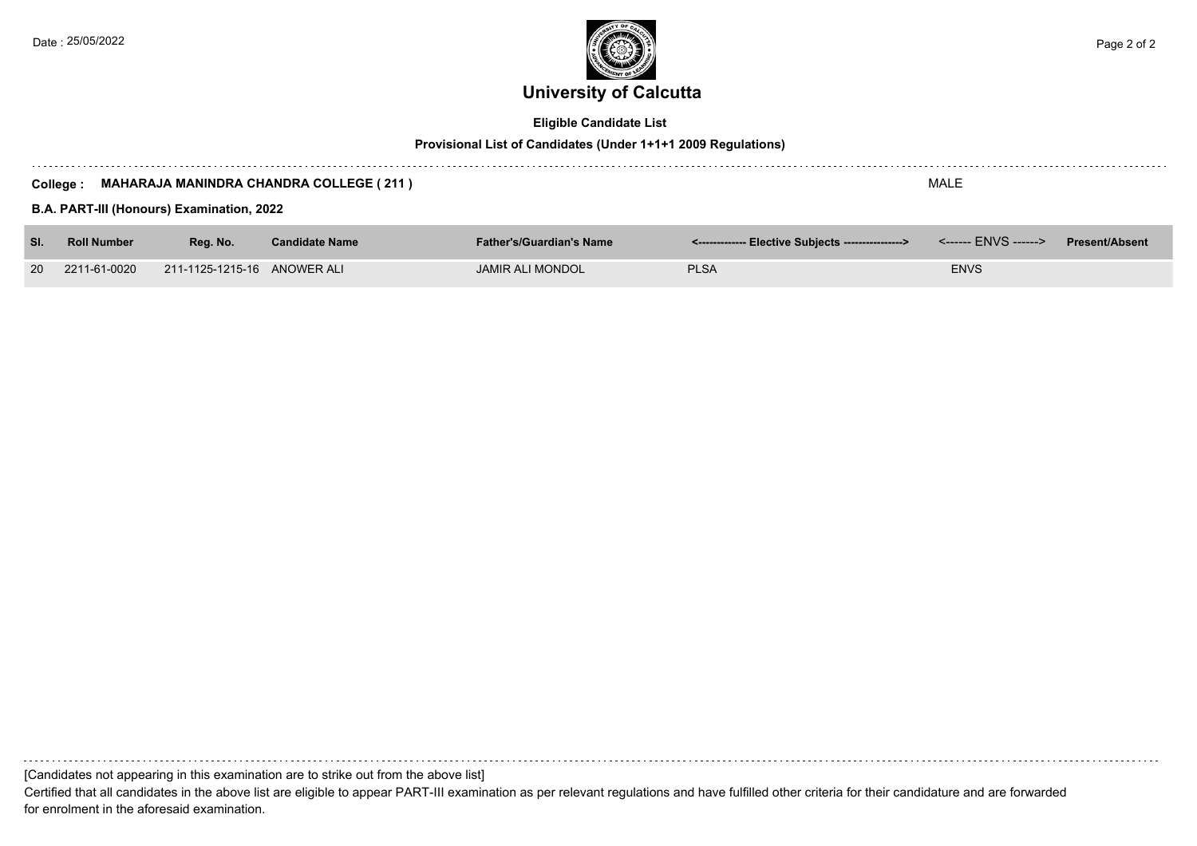# University of Calcutta

**Eligible Candidate List**

**Provisional List of Candidates (Under 1+1+1 2009 Regulations)**

**College : MAHARAJA MANINDRA CHANDRA COLLEGE ( 211 )** MALE

**B.A. PART-III (Honours) Examination, 2022**

| Sl. | Roll Number | Reg. No. | Candidate Name | Father's/Guardian's Name | <------------- Elective Subjects ----------------> | <------ ENVS ------> | Present/Absent |
|---|---|---|---|---|---|---|---|
| 20 | 2211-61-0020 | 211-1125-1215-16 | ANOWER ALI | JAMIR ALI MONDOL | PLSA | ENVS | |

[Candidates not appearing in this examination are to strike out from the above list]

Certified that all candidates in the above list are eligible to appear PART-III examination as per relevant regulations and have fulfilled other criteria for their candidature and are forwarded for enrolment in the aforesaid examination.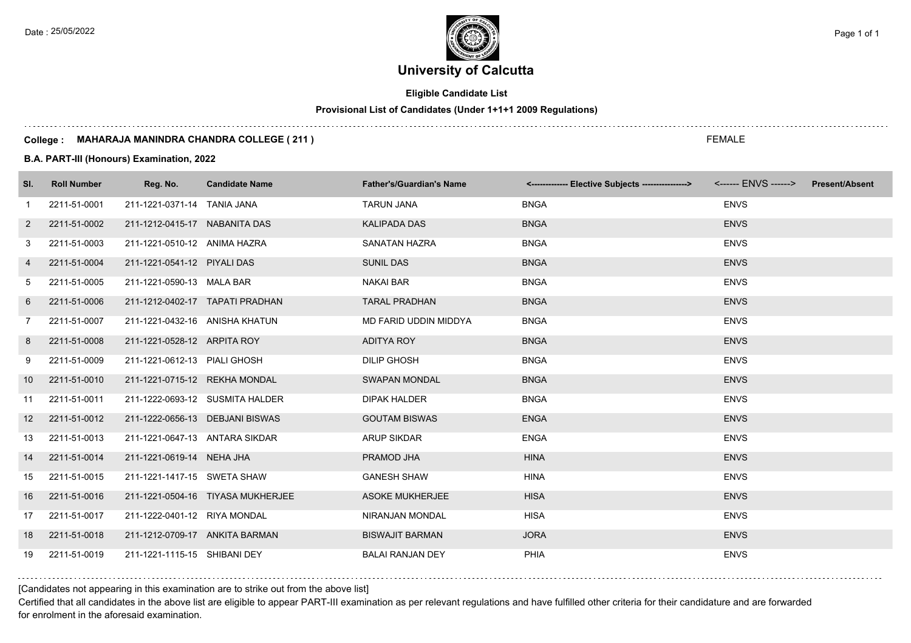Date : 25/05/2022

# University of Calcutta

**Eligible Candidate List**

**Provisional List of Candidates (Under 1+1+1 2009 Regulations)**

**College : MAHARAJA MANINDRA CHANDRA COLLEGE ( 211 )** FEMALE

**B.A. PART-III (Honours) Examination, 2022**

| Sl. | Roll Number | Reg. No. | Candidate Name | Father's/Guardian's Name | <------------- Elective Subjects ----------------> | <------ ENVS ------> | Present/Absent |
|---|---|---|---|---|---|---|---|
| 1 | 2211-51-0001 | 211-1221-0371-14 | TANIA JANA | TARUN JANA | BNGA | ENVS | |
| 2 | 2211-51-0002 | 211-1212-0415-17 | NABANITA DAS | KALIPADA DAS | BNGA | ENVS | |
| 3 | 2211-51-0003 | 211-1221-0510-12 | ANIMA HAZRA | SANATAN HAZRA | BNGA | ENVS | |
| 4 | 2211-51-0004 | 211-1221-0541-12 | PIYALI DAS | SUNIL DAS | BNGA | ENVS | |
| 5 | 2211-51-0005 | 211-1221-0590-13 | MALA BAR | NAKAI BAR | BNGA | ENVS | |
| 6 | 2211-51-0006 | 211-1212-0402-17 | TAPATI PRADHAN | TARAL PRADHAN | BNGA | ENVS | |
| 7 | 2211-51-0007 | 211-1221-0432-16 | ANISHA KHATUN | MD FARID UDDIN MIDDYA | BNGA | ENVS | |
| 8 | 2211-51-0008 | 211-1221-0528-12 | ARPITA ROY | ADITYA ROY | BNGA | ENVS | |
| 9 | 2211-51-0009 | 211-1221-0612-13 | PIALI GHOSH | DILIP GHOSH | BNGA | ENVS | |
| 10 | 2211-51-0010 | 211-1221-0715-12 | REKHA MONDAL | SWAPAN MONDAL | BNGA | ENVS | |
| 11 | 2211-51-0011 | 211-1222-0693-12 | SUSMITA HALDER | DIPAK HALDER | BNGA | ENVS | |
| 12 | 2211-51-0012 | 211-1222-0656-13 | DEBJANI BISWAS | GOUTAM BISWAS | ENGA | ENVS | |
| 13 | 2211-51-0013 | 211-1221-0647-13 | ANTARA SIKDAR | ARUP SIKDAR | ENGA | ENVS | |
| 14 | 2211-51-0014 | 211-1221-0619-14 | NEHA JHA | PRAMOD JHA | HINA | ENVS | |
| 15 | 2211-51-0015 | 211-1221-1417-15 | SWETA SHAW | GANESH SHAW | HINA | ENVS | |
| 16 | 2211-51-0016 | 211-1221-0504-16 | TIYASA MUKHERJEE | ASOKE MUKHERJEE | HISA | ENVS | |
| 17 | 2211-51-0017 | 211-1222-0401-12 | RIYA MONDAL | NIRANJAN MONDAL | HISA | ENVS | |
| 18 | 2211-51-0018 | 211-1212-0709-17 | ANKITA BARMAN | BISWAJIT BARMAN | JORA | ENVS | |
| 19 | 2211-51-0019 | 211-1221-1115-15 | SHIBANI DEY | BALAI RANJAN DEY | PHIA | ENVS | |

[Candidates not appearing in this examination are to strike out from the above list]

Certified that all candidates in the above list are eligible to appear PART-III examination as per relevant regulations and have fulfilled other criteria for their candidature and are forwarded for enrolment in the aforesaid examination.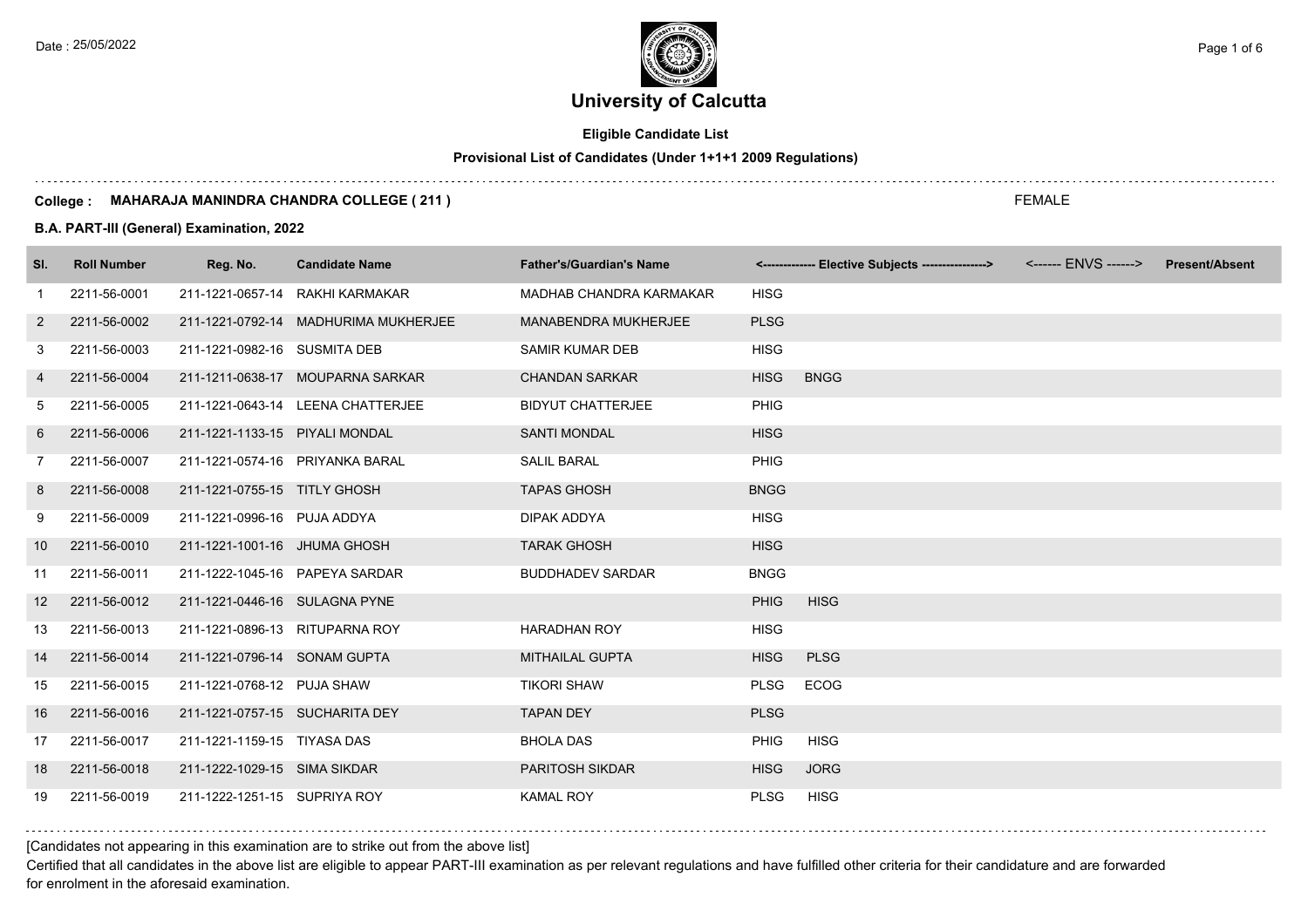# University of Calcutta

**Eligible Candidate List**

**Provisional List of Candidates (Under 1+1+1 2009 Regulations)**

**College : MAHARAJA MANINDRA CHANDRA COLLEGE ( 211 )** FEMALE

**B.A. PART-III (General) Examination, 2022**

| Sl. | Roll Number | Reg. No. | Candidate Name | Father's/Guardian's Name | <------------- Elective Subjects ---------------> | | <------ ENVS ------> | Present/Absent |
|---|---|---|---|---|---|---|---|---|
| 1 | 2211-56-0001 | 211-1221-0657-14 | RAKHI KARMAKAR | MADHAB CHANDRA KARMAKAR | HISG | | | |
| 2 | 2211-56-0002 | 211-1221-0792-14 | MADHURIMA MUKHERJEE | MANABENDRA MUKHERJEE | PLSG | | | |
| 3 | 2211-56-0003 | 211-1221-0982-16 | SUSMITA DEB | SAMIR KUMAR DEB | HISG | | | |
| 4 | 2211-56-0004 | 211-1211-0638-17 | MOUPARNA SARKAR | CHANDAN SARKAR | HISG | BNGG | | |
| 5 | 2211-56-0005 | 211-1221-0643-14 | LEENA CHATTERJEE | BIDYUT CHATTERJEE | PHIG | | | |
| 6 | 2211-56-0006 | 211-1221-1133-15 | PIYALI MONDAL | SANTI MONDAL | HISG | | | |
| 7 | 2211-56-0007 | 211-1221-0574-16 | PRIYANKA BARAL | SALIL BARAL | PHIG | | | |
| 8 | 2211-56-0008 | 211-1221-0755-15 | TITLY GHOSH | TAPAS GHOSH | BNGG | | | |
| 9 | 2211-56-0009 | 211-1221-0996-16 | PUJA ADDYA | DIPAK ADDYA | HISG | | | |
| 10 | 2211-56-0010 | 211-1221-1001-16 | JHUMA GHOSH | TARAK GHOSH | HISG | | | |
| 11 | 2211-56-0011 | 211-1222-1045-16 | PAPEYA SARDAR | BUDDHADEV SARDAR | BNGG | | | |
| 12 | 2211-56-0012 | 211-1221-0446-16 | SULAGNA PYNE | | PHIG | HISG | | |
| 13 | 2211-56-0013 | 211-1221-0896-13 | RITUPARNA ROY | HARADHAN ROY | HISG | | | |
| 14 | 2211-56-0014 | 211-1221-0796-14 | SONAM GUPTA | MITHAILAL GUPTA | HISG | PLSG | | |
| 15 | 2211-56-0015 | 211-1221-0768-12 | PUJA SHAW | TIKORI SHAW | PLSG | ECOG | | |
| 16 | 2211-56-0016 | 211-1221-0757-15 | SUCHARITA DEY | TAPAN DEY | PLSG | | | |
| 17 | 2211-56-0017 | 211-1221-1159-15 | TIYASA DAS | BHOLA DAS | PHIG | HISG | | |
| 18 | 2211-56-0018 | 211-1222-1029-15 | SIMA SIKDAR | PARITOSH SIKDAR | HISG | JORG | | |
| 19 | 2211-56-0019 | 211-1222-1251-15 | SUPRIYA ROY | KAMAL ROY | PLSG | HISG | | |

[Candidates not appearing in this examination are to strike out from the above list]

Certified that all candidates in the above list are eligible to appear PART-III examination as per relevant regulations and have fulfilled other criteria for their candidature and are forwarded for enrolment in the aforesaid examination.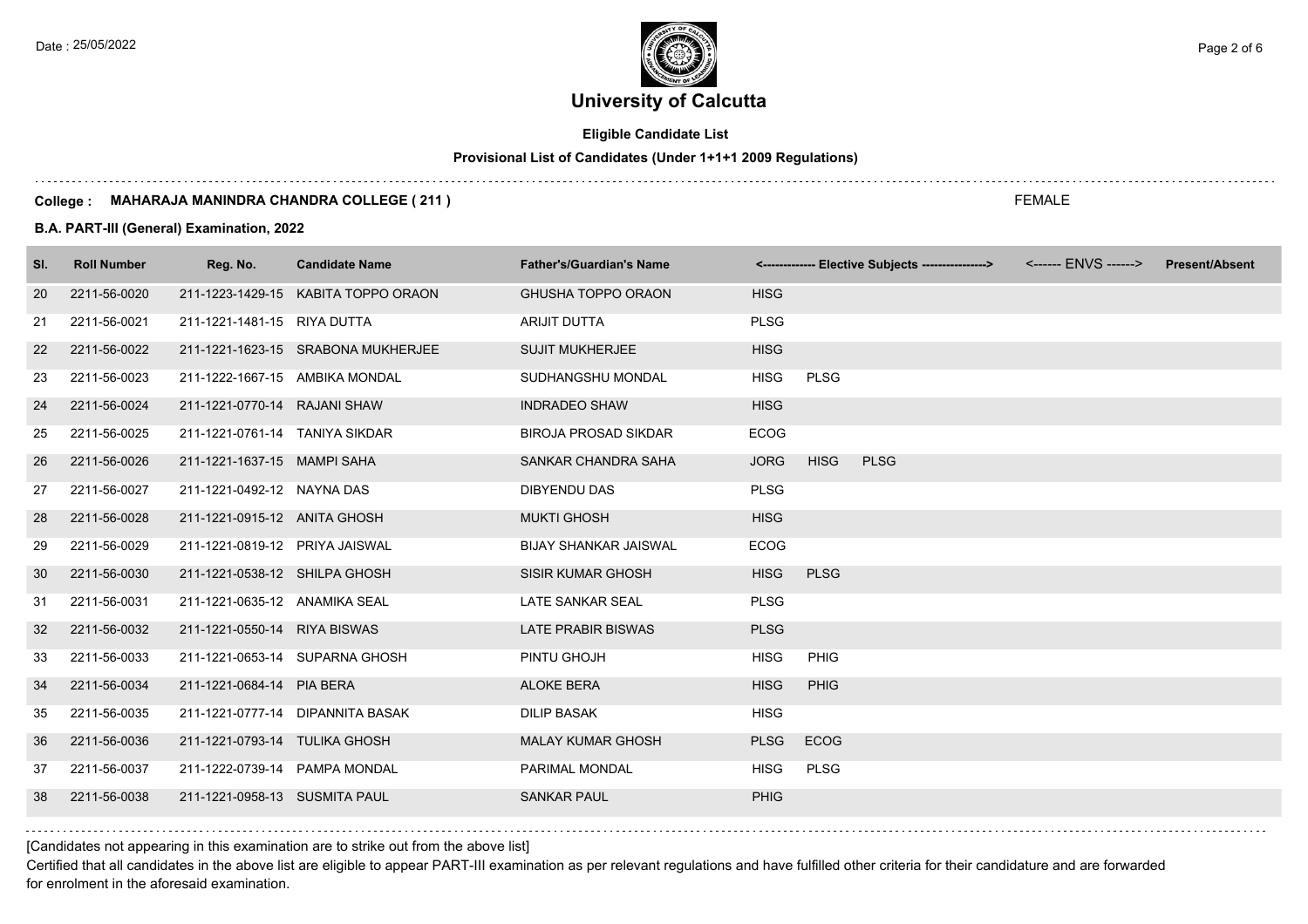# University of Calcutta

**Eligible Candidate List**

**Provisional List of Candidates (Under 1+1+1 2009 Regulations)**

**College : MAHARAJA MANINDRA CHANDRA COLLEGE ( 211 )** FEMALE

**B.A. PART-III (General) Examination, 2022**

| Sl. | Roll Number | Reg. No. | Candidate Name | Father's/Guardian's Name | <------------- Elective Subjects ----------------> | <------ ENVS ------> | Present/Absent |
|---|---|---|---|---|---|---|---|
| 20 | 2211-56-0020 | 211-1223-1429-15 | KABITA TOPPO ORAON | GHUSHA TOPPO ORAON | HISG | | |
| 21 | 2211-56-0021 | 211-1221-1481-15 | RIYA DUTTA | ARIJIT DUTTA | PLSG | | |
| 22 | 2211-56-0022 | 211-1221-1623-15 | SRABONA MUKHERJEE | SUJIT MUKHERJEE | HISG | | |
| 23 | 2211-56-0023 | 211-1222-1667-15 | AMBIKA MONDAL | SUDHANGSHU MONDAL | HISG PLSG | | |
| 24 | 2211-56-0024 | 211-1221-0770-14 | RAJANI SHAW | INDRADEO SHAW | HISG | | |
| 25 | 2211-56-0025 | 211-1221-0761-14 | TANIYA SIKDAR | BIROJA PROSAD SIKDAR | ECOG | | |
| 26 | 2211-56-0026 | 211-1221-1637-15 | MAMPI SAHA | SANKAR CHANDRA SAHA | JORG HISG PLSG | | |
| 27 | 2211-56-0027 | 211-1221-0492-12 | NAYNA DAS | DIBYENDU DAS | PLSG | | |
| 28 | 2211-56-0028 | 211-1221-0915-12 | ANITA GHOSH | MUKTI GHOSH | HISG | | |
| 29 | 2211-56-0029 | 211-1221-0819-12 | PRIYA JAISWAL | BIJAY SHANKAR JAISWAL | ECOG | | |
| 30 | 2211-56-0030 | 211-1221-0538-12 | SHILPA GHOSH | SISIR KUMAR GHOSH | HISG PLSG | | |
| 31 | 2211-56-0031 | 211-1221-0635-12 | ANAMIKA SEAL | LATE SANKAR SEAL | PLSG | | |
| 32 | 2211-56-0032 | 211-1221-0550-14 | RIYA BISWAS | LATE PRABIR BISWAS | PLSG | | |
| 33 | 2211-56-0033 | 211-1221-0653-14 | SUPARNA GHOSH | PINTU GHOJH | HISG PHIG | | |
| 34 | 2211-56-0034 | 211-1221-0684-14 | PIA BERA | ALOKE BERA | HISG PHIG | | |
| 35 | 2211-56-0035 | 211-1221-0777-14 | DIPANNITA BASAK | DILIP BASAK | HISG | | |
| 36 | 2211-56-0036 | 211-1221-0793-14 | TULIKA GHOSH | MALAY KUMAR GHOSH | PLSG ECOG | | |
| 37 | 2211-56-0037 | 211-1222-0739-14 | PAMPA MONDAL | PARIMAL MONDAL | HISG PLSG | | |
| 38 | 2211-56-0038 | 211-1221-0958-13 | SUSMITA PAUL | SANKAR PAUL | PHIG | | |

[Candidates not appearing in this examination are to strike out from the above list]

Certified that all candidates in the above list are eligible to appear PART-III examination as per relevant regulations and have fulfilled other criteria for their candidature and are forwarded for enrolment in the aforesaid examination.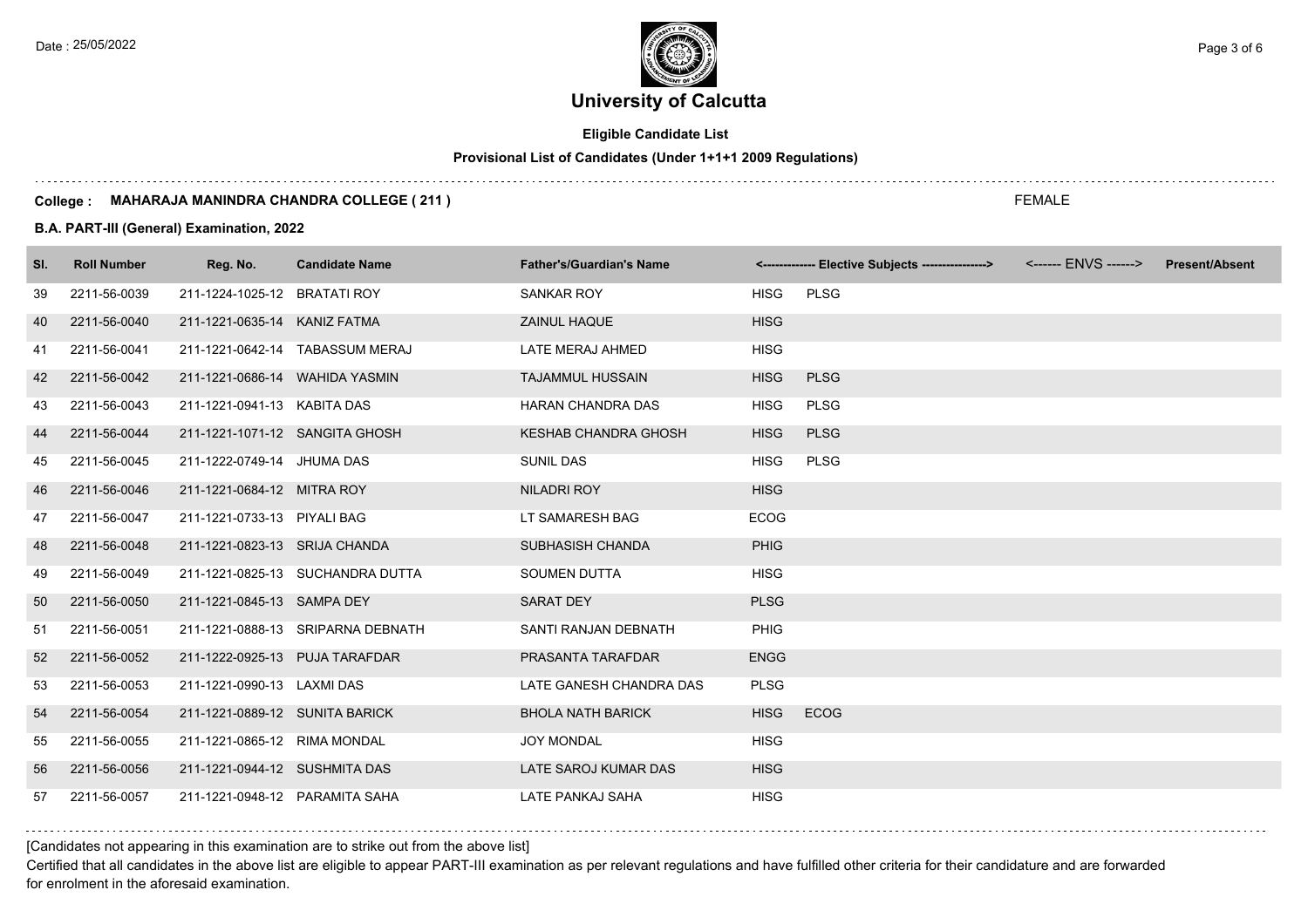# University of Calcutta

**Eligible Candidate List**

**Provisional List of Candidates (Under 1+1+1 2009 Regulations)**

**College : MAHARAJA MANINDRA CHANDRA COLLEGE ( 211 )** FEMALE

**B.A. PART-III (General) Examination, 2022**

| Sl. | Roll Number | Reg. No. | Candidate Name | Father's/Guardian's Name | <------------- Elective Subjects ----------------> | | <------ ENVS ------> | Present/Absent |
|---|---|---|---|---|---|---|---|---|
| 39 | 2211-56-0039 | 211-1224-1025-12 | BRATATI ROY | SANKAR ROY | HISG | PLSG | | |
| 40 | 2211-56-0040 | 211-1221-0635-14 | KANIZ FATMA | ZAINUL HAQUE | HISG | | | |
| 41 | 2211-56-0041 | 211-1221-0642-14 | TABASSUM MERAJ | LATE MERAJ AHMED | HISG | | | |
| 42 | 2211-56-0042 | 211-1221-0686-14 | WAHIDA YASMIN | TAJAMMUL HUSSAIN | HISG | PLSG | | |
| 43 | 2211-56-0043 | 211-1221-0941-13 | KABITA DAS | HARAN CHANDRA DAS | HISG | PLSG | | |
| 44 | 2211-56-0044 | 211-1221-1071-12 | SANGITA GHOSH | KESHAB CHANDRA GHOSH | HISG | PLSG | | |
| 45 | 2211-56-0045 | 211-1222-0749-14 | JHUMA DAS | SUNIL DAS | HISG | PLSG | | |
| 46 | 2211-56-0046 | 211-1221-0684-12 | MITRA ROY | NILADRI ROY | HISG | | | |
| 47 | 2211-56-0047 | 211-1221-0733-13 | PIYALI BAG | LT SAMARESH BAG | ECOG | | | |
| 48 | 2211-56-0048 | 211-1221-0823-13 | SRIJA CHANDA | SUBHASISH CHANDA | PHIG | | | |
| 49 | 2211-56-0049 | 211-1221-0825-13 | SUCHANDRA DUTTA | SOUMEN DUTTA | HISG | | | |
| 50 | 2211-56-0050 | 211-1221-0845-13 | SAMPA DEY | SARAT DEY | PLSG | | | |
| 51 | 2211-56-0051 | 211-1221-0888-13 | SRIPARNA DEBNATH | SANTI RANJAN DEBNATH | PHIG | | | |
| 52 | 2211-56-0052 | 211-1222-0925-13 | PUJA TARAFDAR | PRASANTA TARAFDAR | ENGG | | | |
| 53 | 2211-56-0053 | 211-1221-0990-13 | LAXMI DAS | LATE GANESH CHANDRA DAS | PLSG | | | |
| 54 | 2211-56-0054 | 211-1221-0889-12 | SUNITA BARICK | BHOLA NATH BARICK | HISG | ECOG | | |
| 55 | 2211-56-0055 | 211-1221-0865-12 | RIMA MONDAL | JOY MONDAL | HISG | | | |
| 56 | 2211-56-0056 | 211-1221-0944-12 | SUSHMITA DAS | LATE SAROJ KUMAR DAS | HISG | | | |
| 57 | 2211-56-0057 | 211-1221-0948-12 | PARAMITA SAHA | LATE PANKAJ SAHA | HISG | | | |

[Candidates not appearing in this examination are to strike out from the above list]

Certified that all candidates in the above list are eligible to appear PART-III examination as per relevant regulations and have fulfilled other criteria for their candidature and are forwarded for enrolment in the aforesaid examination.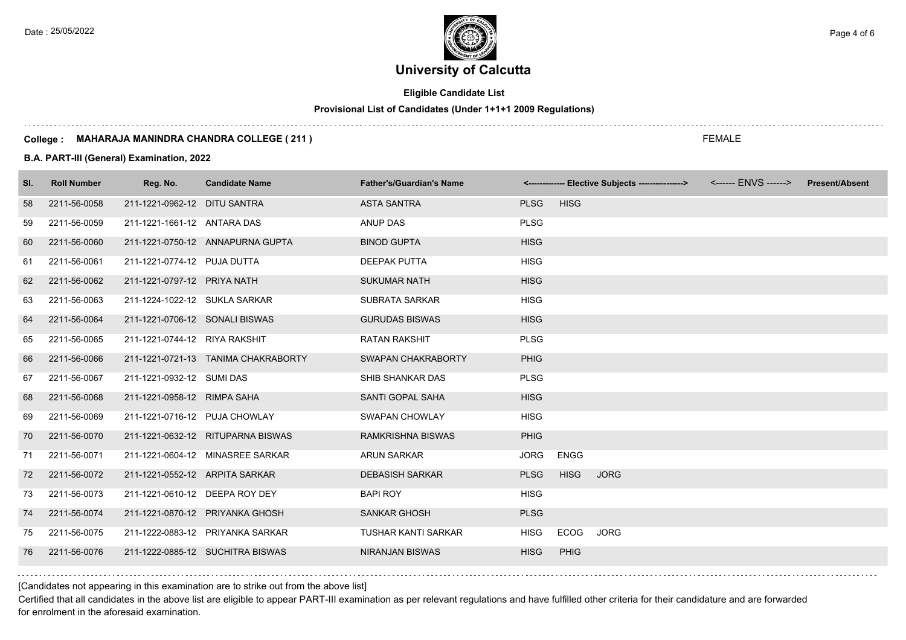# University of Calcutta

**Eligible Candidate List**

**Provisional List of Candidates (Under 1+1+1 2009 Regulations)**

**College : MAHARAJA MANINDRA CHANDRA COLLEGE ( 211 )**

FEMALE

**B.A. PART-III (General) Examination, 2022**

| Sl. | Roll Number | Reg. No. | Candidate Name | Father's/Guardian's Name | <------------- Elective Subjects ----------------> | | | <------ ENVS ------> | Present/Absent |
|---|---|---|---|---|---|---|---|---|---|
| 58 | 2211-56-0058 | 211-1221-0962-12 | DITU SANTRA | ASTA SANTRA | PLSG | HISG | | | |
| 59 | 2211-56-0059 | 211-1221-1661-12 | ANTARA DAS | ANUP DAS | PLSG | | | | |
| 60 | 2211-56-0060 | 211-1221-0750-12 | ANNAPURNA GUPTA | BINOD GUPTA | HISG | | | | |
| 61 | 2211-56-0061 | 211-1221-0774-12 | PUJA DUTTA | DEEPAK PUTTA | HISG | | | | |
| 62 | 2211-56-0062 | 211-1221-0797-12 | PRIYA NATH | SUKUMAR NATH | HISG | | | | |
| 63 | 2211-56-0063 | 211-1224-1022-12 | SUKLA SARKAR | SUBRATA SARKAR | HISG | | | | |
| 64 | 2211-56-0064 | 211-1221-0706-12 | SONALI BISWAS | GURUDAS BISWAS | HISG | | | | |
| 65 | 2211-56-0065 | 211-1221-0744-12 | RIYA RAKSHIT | RATAN RAKSHIT | PLSG | | | | |
| 66 | 2211-56-0066 | 211-1221-0721-13 | TANIMA CHAKRABORTY | SWAPAN CHAKRABORTY | PHIG | | | | |
| 67 | 2211-56-0067 | 211-1221-0932-12 | SUMI DAS | SHIB SHANKAR DAS | PLSG | | | | |
| 68 | 2211-56-0068 | 211-1221-0958-12 | RIMPA SAHA | SANTI GOPAL SAHA | HISG | | | | |
| 69 | 2211-56-0069 | 211-1221-0716-12 | PUJA CHOWLAY | SWAPAN CHOWLAY | HISG | | | | |
| 70 | 2211-56-0070 | 211-1221-0632-12 | RITUPARNA BISWAS | RAMKRISHNA BISWAS | PHIG | | | | |
| 71 | 2211-56-0071 | 211-1221-0604-12 | MINASREE SARKAR | ARUN SARKAR | JORG | ENGG | | | |
| 72 | 2211-56-0072 | 211-1221-0552-12 | ARPITA SARKAR | DEBASISH SARKAR | PLSG | HISG | JORG | | |
| 73 | 2211-56-0073 | 211-1221-0610-12 | DEEPA ROY DEY | BAPI ROY | HISG | | | | |
| 74 | 2211-56-0074 | 211-1221-0870-12 | PRIYANKA GHOSH | SANKAR GHOSH | PLSG | | | | |
| 75 | 2211-56-0075 | 211-1222-0883-12 | PRIYANKA SARKAR | TUSHAR KANTI SARKAR | HISG | ECOG | JORG | | |
| 76 | 2211-56-0076 | 211-1222-0885-12 | SUCHITRA BISWAS | NIRANJAN BISWAS | HISG | PHIG | | | |

[Candidates not appearing in this examination are to strike out from the above list]

Certified that all candidates in the above list are eligible to appear PART-III examination as per relevant regulations and have fulfilled other criteria for their candidature and are forwarded for enrolment in the aforesaid examination.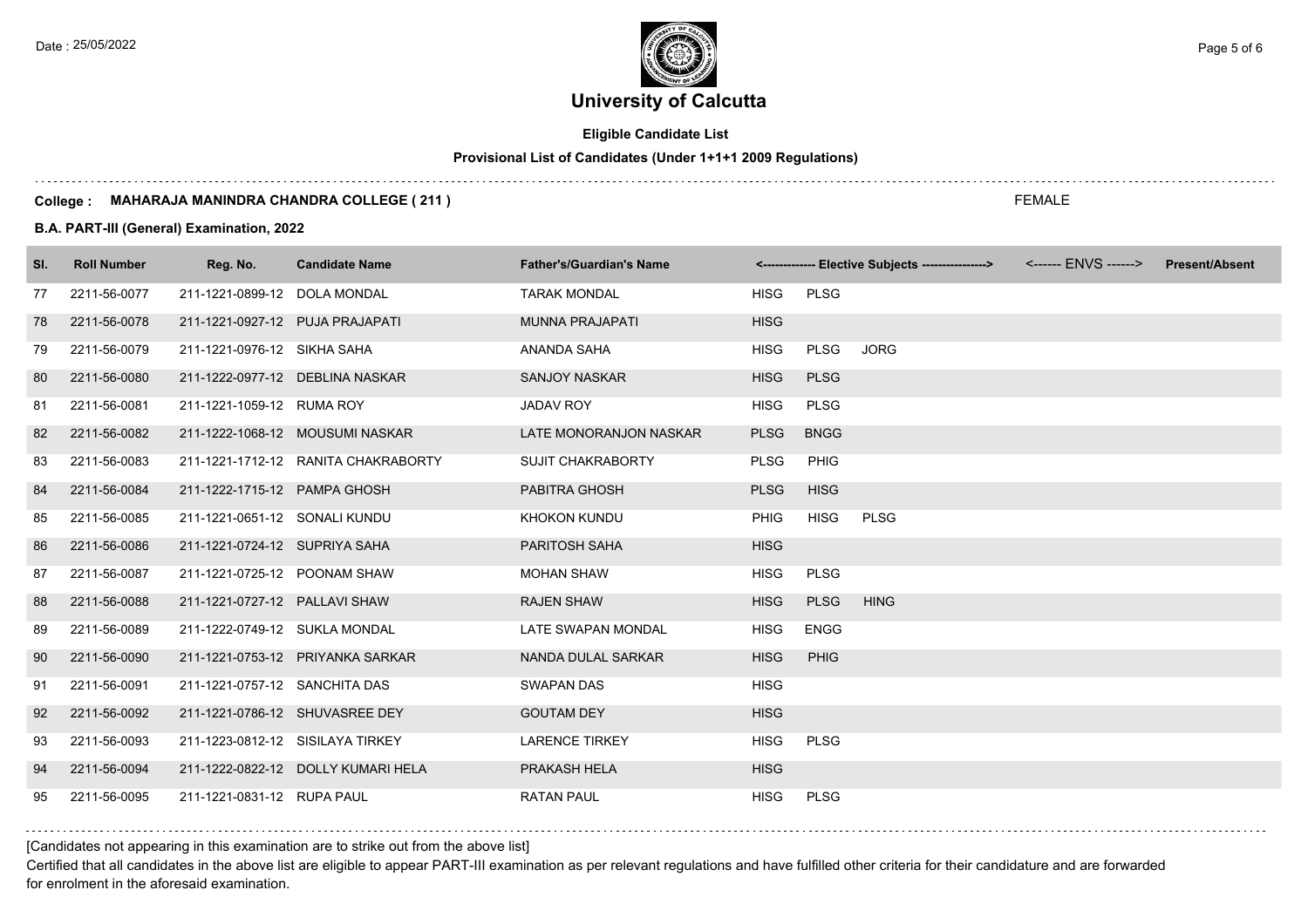# University of Calcutta

**Eligible Candidate List**

**Provisional List of Candidates (Under 1+1+1 2009 Regulations)**

**College : MAHARAJA MANINDRA CHANDRA COLLEGE ( 211 )** FEMALE

**B.A. PART-III (General) Examination, 2022**

| Sl. | Roll Number | Reg. No. | Candidate Name | Father's/Guardian's Name | <------------- Elective Subjects ----------------> | | | <------ ENVS ------> | Present/Absent |
|---|---|---|---|---|---|---|---|---|---|
| 77 | 2211-56-0077 | 211-1221-0899-12 | DOLA MONDAL | TARAK MONDAL | HISG | PLSG | | | |
| 78 | 2211-56-0078 | 211-1221-0927-12 | PUJA PRAJAPATI | MUNNA PRAJAPATI | HISG | | | | |
| 79 | 2211-56-0079 | 211-1221-0976-12 | SIKHA SAHA | ANANDA SAHA | HISG | PLSG | JORG | | |
| 80 | 2211-56-0080 | 211-1222-0977-12 | DEBLINA NASKAR | SANJOY NASKAR | HISG | PLSG | | | |
| 81 | 2211-56-0081 | 211-1221-1059-12 | RUMA ROY | JADAV ROY | HISG | PLSG | | | |
| 82 | 2211-56-0082 | 211-1222-1068-12 | MOUSUMI NASKAR | LATE MONORANJON NASKAR | PLSG | BNGG | | | |
| 83 | 2211-56-0083 | 211-1221-1712-12 | RANITA CHAKRABORTY | SUJIT CHAKRABORTY | PLSG | PHIG | | | |
| 84 | 2211-56-0084 | 211-1222-1715-12 | PAMPA GHOSH | PABITRA GHOSH | PLSG | HISG | | | |
| 85 | 2211-56-0085 | 211-1221-0651-12 | SONALI KUNDU | KHOKON KUNDU | PHIG | HISG | PLSG | | |
| 86 | 2211-56-0086 | 211-1221-0724-12 | SUPRIYA SAHA | PARITOSH SAHA | HISG | | | | |
| 87 | 2211-56-0087 | 211-1221-0725-12 | POONAM SHAW | MOHAN SHAW | HISG | PLSG | | | |
| 88 | 2211-56-0088 | 211-1221-0727-12 | PALLAVI SHAW | RAJEN SHAW | HISG | PLSG | HING | | |
| 89 | 2211-56-0089 | 211-1222-0749-12 | SUKLA MONDAL | LATE SWAPAN MONDAL | HISG | ENGG | | | |
| 90 | 2211-56-0090 | 211-1221-0753-12 | PRIYANKA SARKAR | NANDA DULAL SARKAR | HISG | PHIG | | | |
| 91 | 2211-56-0091 | 211-1221-0757-12 | SANCHITA DAS | SWAPAN DAS | HISG | | | | |
| 92 | 2211-56-0092 | 211-1221-0786-12 | SHUVASREE DEY | GOUTAM DEY | HISG | | | | |
| 93 | 2211-56-0093 | 211-1223-0812-12 | SISILAYA TIRKEY | LARENCE TIRKEY | HISG | PLSG | | | |
| 94 | 2211-56-0094 | 211-1222-0822-12 | DOLLY KUMARI HELA | PRAKASH HELA | HISG | | | | |
| 95 | 2211-56-0095 | 211-1221-0831-12 | RUPA PAUL | RATAN PAUL | HISG | PLSG | | | |

[Candidates not appearing in this examination are to strike out from the above list]

Certified that all candidates in the above list are eligible to appear PART-III examination as per relevant regulations and have fulfilled other criteria for their candidature and are forwarded for enrolment in the aforesaid examination.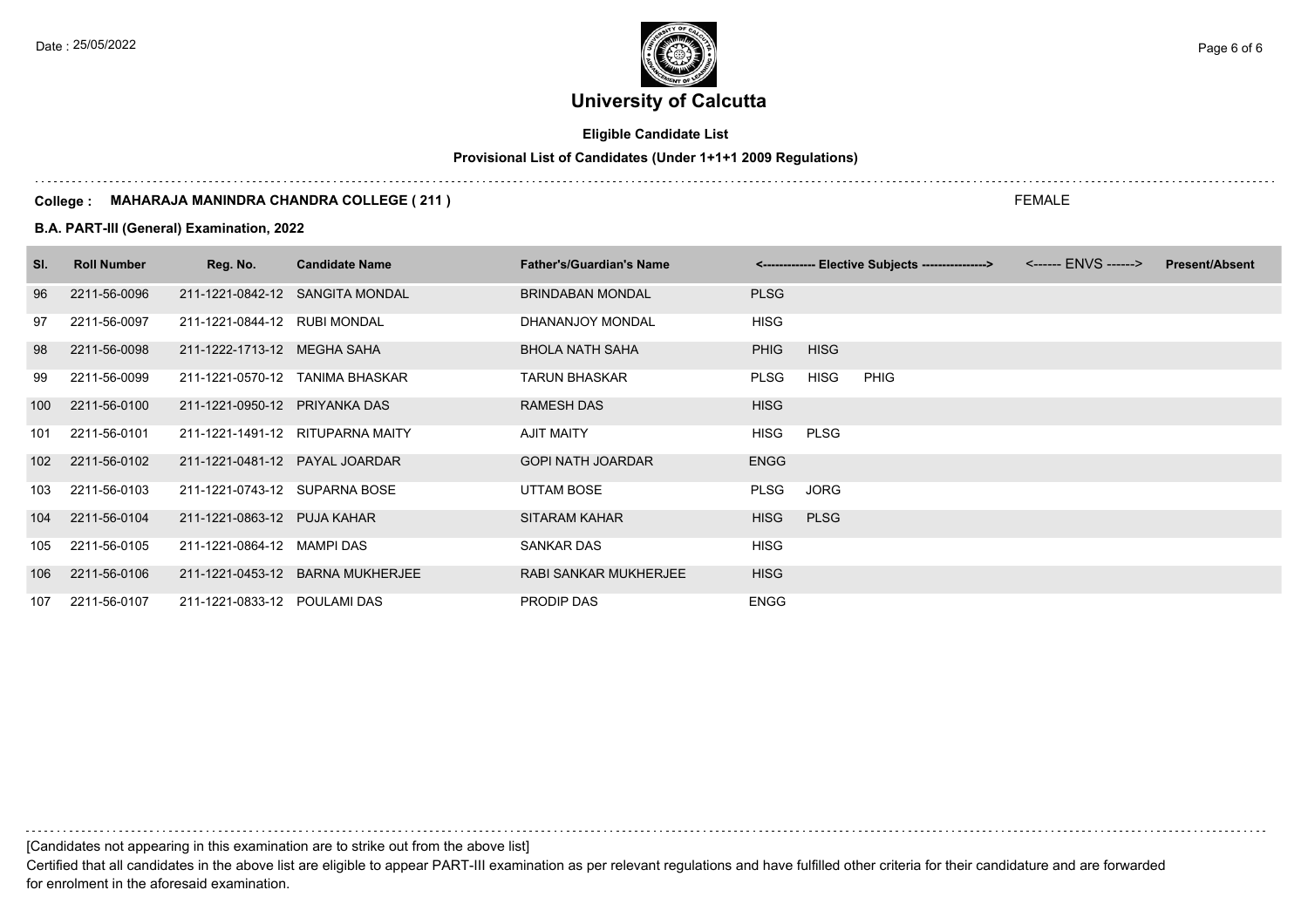# University of Calcutta

**Eligible Candidate List**

**Provisional List of Candidates (Under 1+1+1 2009 Regulations)**

**College : MAHARAJA MANINDRA CHANDRA COLLEGE ( 211 )** FEMALE

**B.A. PART-III (General) Examination, 2022**

| Sl. | Roll Number | Reg. No. | Candidate Name | Father's/Guardian's Name | <------------- Elective Subjects ----------------> | | | <------ ENVS ------> | Present/Absent |
|---|---|---|---|---|---|---|---|---|---|
| 96 | 2211-56-0096 | 211-1221-0842-12 | SANGITA MONDAL | BRINDABAN MONDAL | PLSG | | | | |
| 97 | 2211-56-0097 | 211-1221-0844-12 | RUBI MONDAL | DHANANJOY MONDAL | HISG | | | | |
| 98 | 2211-56-0098 | 211-1222-1713-12 | MEGHA SAHA | BHOLA NATH SAHA | PHIG | HISG | | | |
| 99 | 2211-56-0099 | 211-1221-0570-12 | TANIMA BHASKAR | TARUN BHASKAR | PLSG | HISG | PHIG | | |
| 100 | 2211-56-0100 | 211-1221-0950-12 | PRIYANKA DAS | RAMESH DAS | HISG | | | | |
| 101 | 2211-56-0101 | 211-1221-1491-12 | RITUPARNA MAITY | AJIT MAITY | HISG | PLSG | | | |
| 102 | 2211-56-0102 | 211-1221-0481-12 | PAYAL JOARDAR | GOPI NATH JOARDAR | ENGG | | | | |
| 103 | 2211-56-0103 | 211-1221-0743-12 | SUPARNA BOSE | UTTAM BOSE | PLSG | JORG | | | |
| 104 | 2211-56-0104 | 211-1221-0863-12 | PUJA KAHAR | SITARAM KAHAR | HISG | PLSG | | | |
| 105 | 2211-56-0105 | 211-1221-0864-12 | MAMPI DAS | SANKAR DAS | HISG | | | | |
| 106 | 2211-56-0106 | 211-1221-0453-12 | BARNA MUKHERJEE | RABI SANKAR MUKHERJEE | HISG | | | | |
| 107 | 2211-56-0107 | 211-1221-0833-12 | POULAMI DAS | PRODIP DAS | ENGG | | | | |

[Candidates not appearing in this examination are to strike out from the above list]

Certified that all candidates in the above list are eligible to appear PART-III examination as per relevant regulations and have fulfilled other criteria for their candidature and are forwarded for enrolment in the aforesaid examination.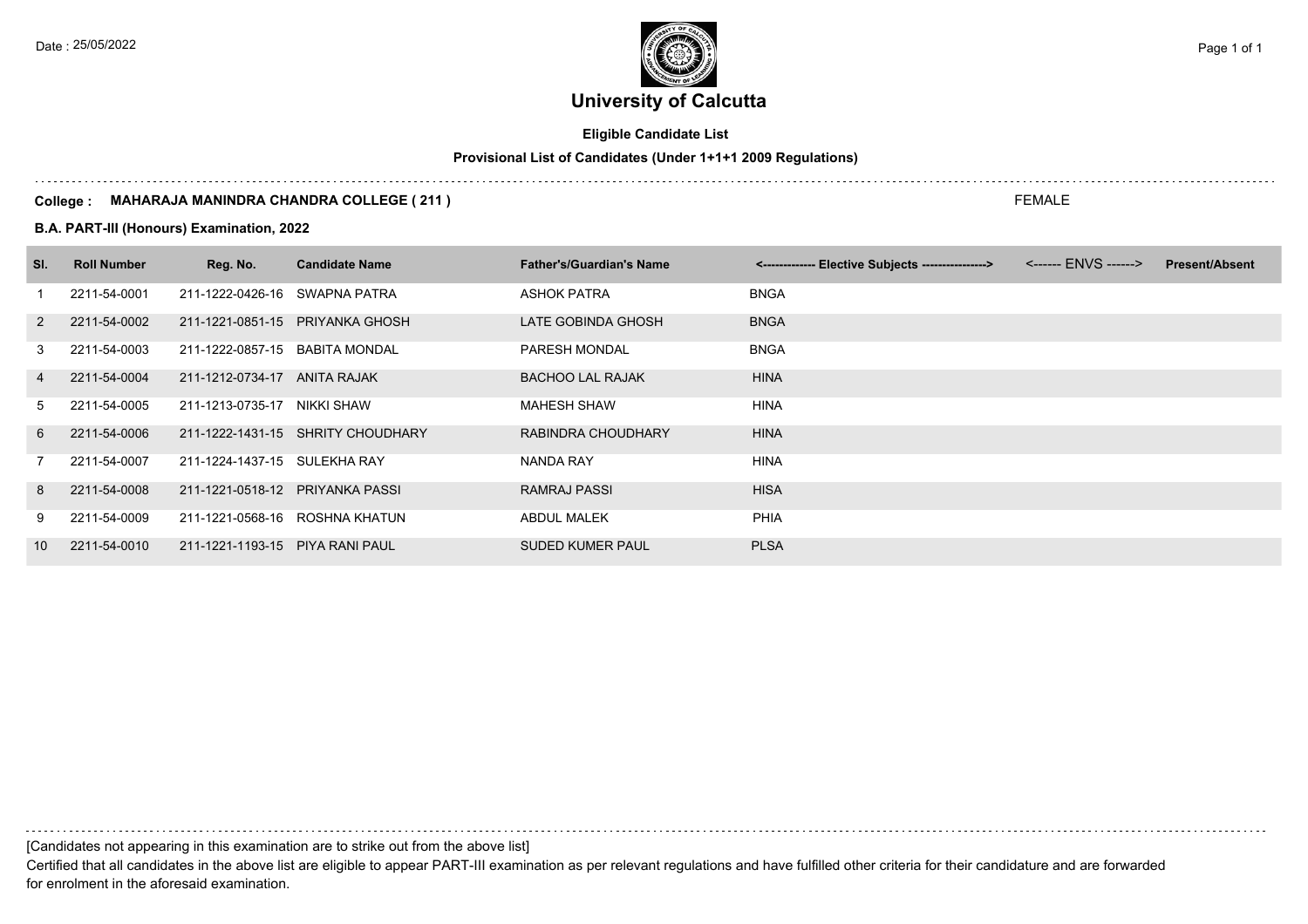Date : 25/05/2022

# University of Calcutta

**Eligible Candidate List**

**Provisional List of Candidates (Under 1+1+1 2009 Regulations)**

**College : MAHARAJA MANINDRA CHANDRA COLLEGE ( 211 )** FEMALE

**B.A. PART-III (Honours) Examination, 2022**

| Sl. | Roll Number | Reg. No. | Candidate Name | Father's/Guardian's Name | <------------- Elective Subjects ----------------> | <------ ENVS ------> | Present/Absent |
|---|---|---|---|---|---|---|---|
| 1 | 2211-54-0001 | 211-1222-0426-16 | SWAPNA PATRA | ASHOK PATRA | BNGA | | |
| 2 | 2211-54-0002 | 211-1221-0851-15 | PRIYANKA GHOSH | LATE GOBINDA GHOSH | BNGA | | |
| 3 | 2211-54-0003 | 211-1222-0857-15 | BABITA MONDAL | PARESH MONDAL | BNGA | | |
| 4 | 2211-54-0004 | 211-1212-0734-17 | ANITA RAJAK | BACHOO LAL RAJAK | HINA | | |
| 5 | 2211-54-0005 | 211-1213-0735-17 | NIKKI SHAW | MAHESH SHAW | HINA | | |
| 6 | 2211-54-0006 | 211-1222-1431-15 | SHRITY CHOUDHARY | RABINDRA CHOUDHARY | HINA | | |
| 7 | 2211-54-0007 | 211-1224-1437-15 | SULEKHA RAY | NANDA RAY | HINA | | |
| 8 | 2211-54-0008 | 211-1221-0518-12 | PRIYANKA PASSI | RAMRAJ PASSI | HISA | | |
| 9 | 2211-54-0009 | 211-1221-0568-16 | ROSHNA KHATUN | ABDUL MALEK | PHIA | | |
| 10 | 2211-54-0010 | 211-1221-1193-15 | PIYA RANI PAUL | SUDED KUMER PAUL | PLSA | | |

[Candidates not appearing in this examination are to strike out from the above list]

Certified that all candidates in the above list are eligible to appear PART-III examination as per relevant regulations and have fulfilled other criteria for their candidature and are forwarded for enrolment in the aforesaid examination.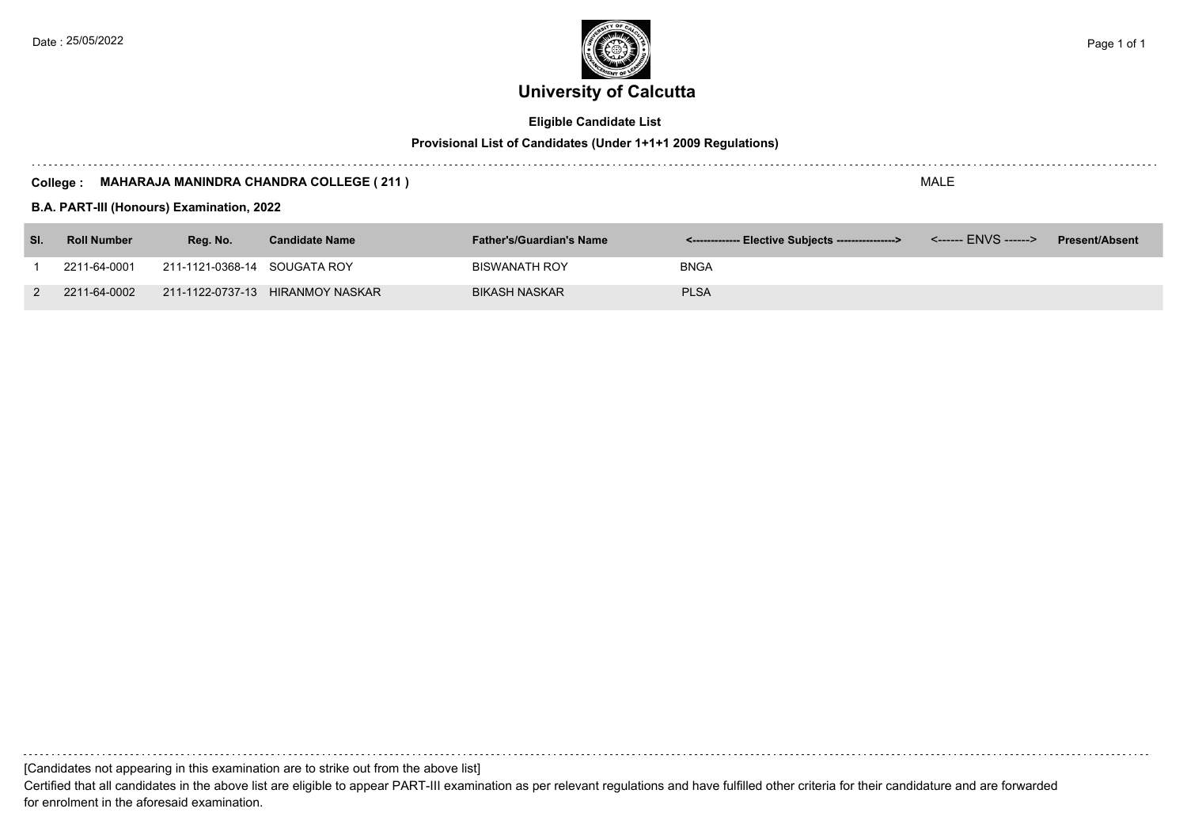Date : 25/05/2022

# University of Calcutta

**Eligible Candidate List**

**Provisional List of Candidates (Under 1+1+1 2009 Regulations)**

**College : MAHARAJA MANINDRA CHANDRA COLLEGE ( 211 )** MALE

**B.A. PART-III (Honours) Examination, 2022**

| Sl. | Roll Number | Reg. No. | Candidate Name | Father's/Guardian's Name | <------------- Elective Subjects ----------------> | <------ ENVS ------> | Present/Absent |
|---|---|---|---|---|---|---|---|
| 1 | 2211-64-0001 | 211-1121-0368-14 | SOUGATA ROY | BISWANATH ROY | BNGA | | |
| 2 | 2211-64-0002 | 211-1122-0737-13 | HIRANMOY NASKAR | BIKASH NASKAR | PLSA | | |

[Candidates not appearing in this examination are to strike out from the above list]

Certified that all candidates in the above list are eligible to appear PART-III examination as per relevant regulations and have fulfilled other criteria for their candidature and are forwarded for enrolment in the aforesaid examination.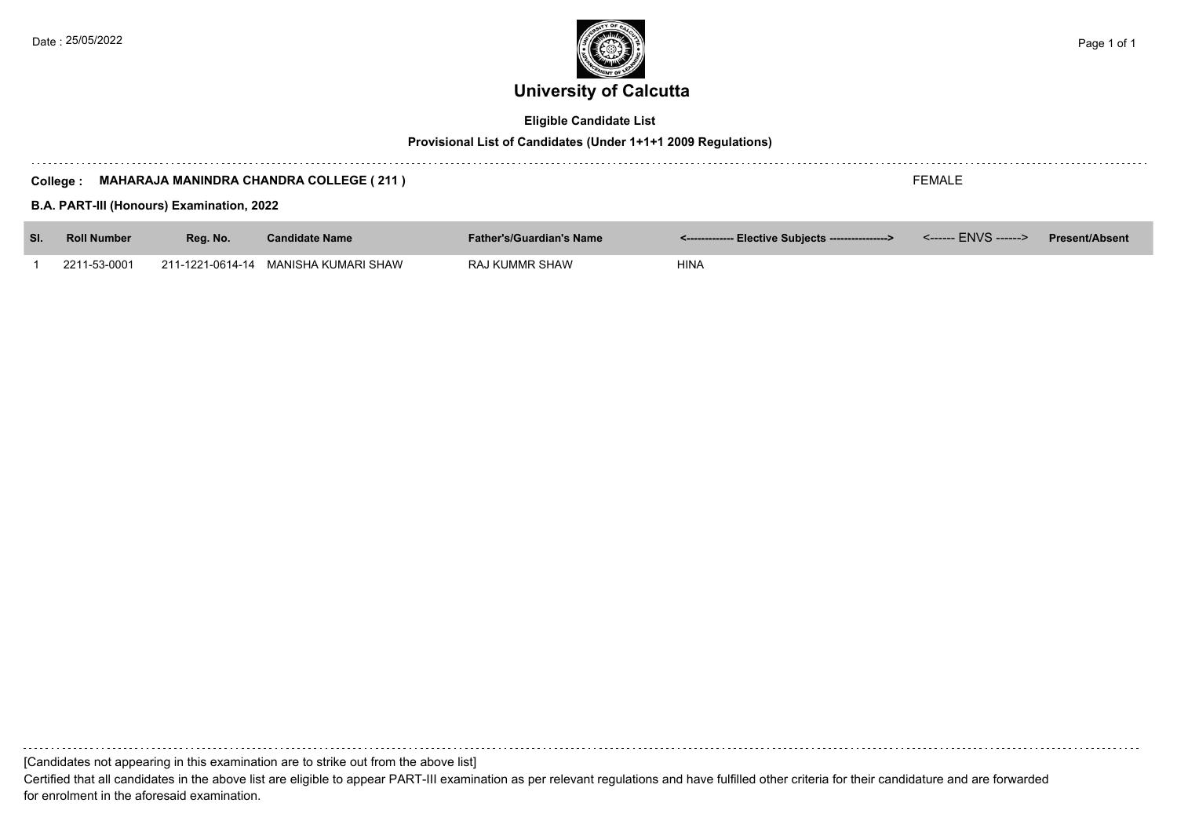Date : 25/05/2022

# University of Calcutta

**Eligible Candidate List**

**Provisional List of Candidates (Under 1+1+1 2009 Regulations)**

**College : MAHARAJA MANINDRA CHANDRA COLLEGE ( 211 )** FEMALE

**B.A. PART-III (Honours) Examination, 2022**

| Sl. | Roll Number | Reg. No. | Candidate Name | Father's/Guardian's Name | <------------- Elective Subjects ----------------> | <------ ENVS ------> | Present/Absent |
|---|---|---|---|---|---|---|---|
| 1 | 2211-53-0001 | 211-1221-0614-14 | MANISHA KUMARI SHAW | RAJ KUMMR SHAW | HINA | | |

[Candidates not appearing in this examination are to strike out from the above list]

Certified that all candidates in the above list are eligible to appear PART-III examination as per relevant regulations and have fulfilled other criteria for their candidature and are forwarded for enrolment in the aforesaid examination.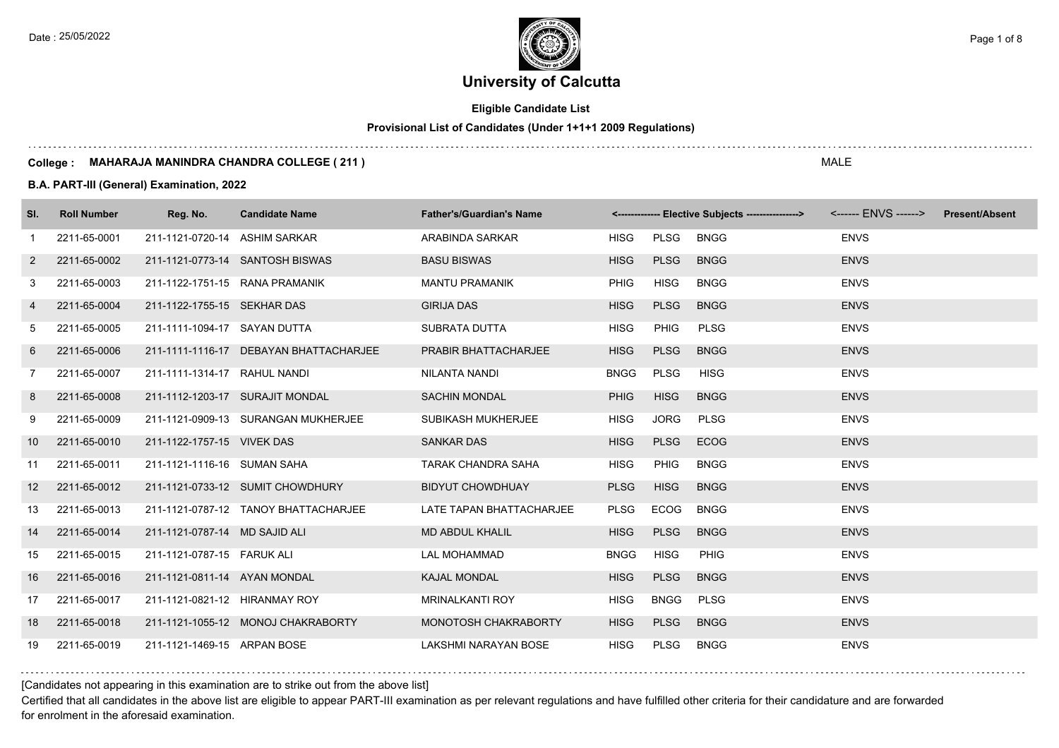# University of Calcutta

**Eligible Candidate List**

**Provisional List of Candidates (Under 1+1+1 2009 Regulations)**

**College : MAHARAJA MANINDRA CHANDRA COLLEGE ( 211 )** MALE

**B.A. PART-III (General) Examination, 2022**

| Sl. | Roll Number | Reg. No. | Candidate Name | Father's/Guardian's Name | <------------- Elective Subjects ----------------> | | | <------ ENVS ------> | Present/Absent |
|---|---|---|---|---|---|---|---|---|---|
| 1 | 2211-65-0001 | 211-1121-0720-14 | ASHIM SARKAR | ARABINDA SARKAR | HISG | PLSG | BNGG | ENVS | |
| 2 | 2211-65-0002 | 211-1121-0773-14 | SANTOSH BISWAS | BASU BISWAS | HISG | PLSG | BNGG | ENVS | |
| 3 | 2211-65-0003 | 211-1122-1751-15 | RANA PRAMANIK | MANTU PRAMANIK | PHIG | HISG | BNGG | ENVS | |
| 4 | 2211-65-0004 | 211-1122-1755-15 | SEKHAR DAS | GIRIJA DAS | HISG | PLSG | BNGG | ENVS | |
| 5 | 2211-65-0005 | 211-1111-1094-17 | SAYAN DUTTA | SUBRATA DUTTA | HISG | PHIG | PLSG | ENVS | |
| 6 | 2211-65-0006 | 211-1111-1116-17 | DEBAYAN BHATTACHARJEE | PRABIR BHATTACHARJEE | HISG | PLSG | BNGG | ENVS | |
| 7 | 2211-65-0007 | 211-1111-1314-17 | RAHUL NANDI | NILANTA NANDI | BNGG | PLSG | HISG | ENVS | |
| 8 | 2211-65-0008 | 211-1112-1203-17 | SURAJIT MONDAL | SACHIN MONDAL | PHIG | HISG | BNGG | ENVS | |
| 9 | 2211-65-0009 | 211-1121-0909-13 | SURANGAN MUKHERJEE | SUBIKASH MUKHERJEE | HISG | JORG | PLSG | ENVS | |
| 10 | 2211-65-0010 | 211-1122-1757-15 | VIVEK DAS | SANKAR DAS | HISG | PLSG | ECOG | ENVS | |
| 11 | 2211-65-0011 | 211-1121-1116-16 | SUMAN SAHA | TARAK CHANDRA SAHA | HISG | PHIG | BNGG | ENVS | |
| 12 | 2211-65-0012 | 211-1121-0733-12 | SUMIT CHOWDHURY | BIDYUT CHOWDHUAY | PLSG | HISG | BNGG | ENVS | |
| 13 | 2211-65-0013 | 211-1121-0787-12 | TANOY BHATTACHARJEE | LATE TAPAN BHATTACHARJEE | PLSG | ECOG | BNGG | ENVS | |
| 14 | 2211-65-0014 | 211-1121-0787-14 | MD SAJID ALI | MD ABDUL KHALIL | HISG | PLSG | BNGG | ENVS | |
| 15 | 2211-65-0015 | 211-1121-0787-15 | FARUK ALI | LAL MOHAMMAD | BNGG | HISG | PHIG | ENVS | |
| 16 | 2211-65-0016 | 211-1121-0811-14 | AYAN MONDAL | KAJAL MONDAL | HISG | PLSG | BNGG | ENVS | |
| 17 | 2211-65-0017 | 211-1121-0821-12 | HIRANMAY ROY | MRINALKANTI ROY | HISG | BNGG | PLSG | ENVS | |
| 18 | 2211-65-0018 | 211-1121-1055-12 | MONOJ CHAKRABORTY | MONOTOSH CHAKRABORTY | HISG | PLSG | BNGG | ENVS | |
| 19 | 2211-65-0019 | 211-1121-1469-15 | ARPAN BOSE | LAKSHMI NARAYAN BOSE | HISG | PLSG | BNGG | ENVS | |

[Candidates not appearing in this examination are to strike out from the above list]

Certified that all candidates in the above list are eligible to appear PART-III examination as per relevant regulations and have fulfilled other criteria for their candidature and are forwarded for enrolment in the aforesaid examination.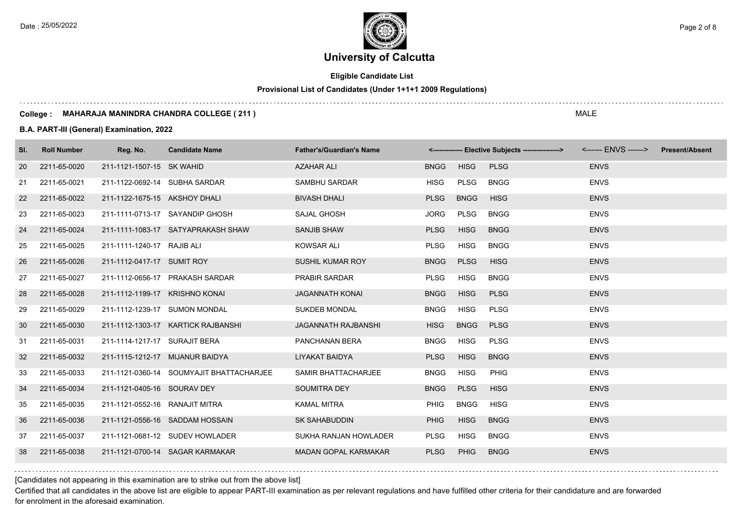# University of Calcutta

**Eligible Candidate List**

**Provisional List of Candidates (Under 1+1+1 2009 Regulations)**

**College : MAHARAJA MANINDRA CHANDRA COLLEGE ( 211 )** MALE

**B.A. PART-III (General) Examination, 2022**

| Sl. | Roll Number | Reg. No. | Candidate Name | Father's/Guardian's Name | <------------- Elective Subjects ----------------> | | | <------ ENVS ------> | Present/Absent |
|---|---|---|---|---|---|---|---|---|---|
| 20 | 2211-65-0020 | 211-1121-1507-15 | SK WAHID | AZAHAR ALI | BNGG | HISG | PLSG | ENVS | |
| 21 | 2211-65-0021 | 211-1122-0692-14 | SUBHA SARDAR | SAMBHU SARDAR | HISG | PLSG | BNGG | ENVS | |
| 22 | 2211-65-0022 | 211-1122-1675-15 | AKSHOY DHALI | BIVASH DHALI | PLSG | BNGG | HISG | ENVS | |
| 23 | 2211-65-0023 | 211-1111-0713-17 | SAYANDIP GHOSH | SAJAL GHOSH | JORG | PLSG | BNGG | ENVS | |
| 24 | 2211-65-0024 | 211-1111-1083-17 | SATYAPRAKASH SHAW | SANJIB SHAW | PLSG | HISG | BNGG | ENVS | |
| 25 | 2211-65-0025 | 211-1111-1240-17 | RAJIB ALI | KOWSAR ALI | PLSG | HISG | BNGG | ENVS | |
| 26 | 2211-65-0026 | 211-1112-0417-17 | SUMIT ROY | SUSHIL KUMAR ROY | BNGG | PLSG | HISG | ENVS | |
| 27 | 2211-65-0027 | 211-1112-0656-17 | PRAKASH SARDAR | PRABIR SARDAR | PLSG | HISG | BNGG | ENVS | |
| 28 | 2211-65-0028 | 211-1112-1199-17 | KRISHNO KONAI | JAGANNATH KONAI | BNGG | HISG | PLSG | ENVS | |
| 29 | 2211-65-0029 | 211-1112-1239-17 | SUMON MONDAL | SUKDEB MONDAL | BNGG | HISG | PLSG | ENVS | |
| 30 | 2211-65-0030 | 211-1112-1303-17 | KARTICK RAJBANSHI | JAGANNATH RAJBANSHI | HISG | BNGG | PLSG | ENVS | |
| 31 | 2211-65-0031 | 211-1114-1217-17 | SURAJIT BERA | PANCHANAN BERA | BNGG | HISG | PLSG | ENVS | |
| 32 | 2211-65-0032 | 211-1115-1212-17 | MIJANUR BAIDYA | LIYAKAT BAIDYA | PLSG | HISG | BNGG | ENVS | |
| 33 | 2211-65-0033 | 211-1121-0360-14 | SOUMYAJIT BHATTACHARJEE | SAMIR BHATTACHARJEE | BNGG | HISG | PHIG | ENVS | |
| 34 | 2211-65-0034 | 211-1121-0405-16 | SOURAV DEY | SOUMITRA DEY | BNGG | PLSG | HISG | ENVS | |
| 35 | 2211-65-0035 | 211-1121-0552-16 | RANAJIT MITRA | KAMAL MITRA | PHIG | BNGG | HISG | ENVS | |
| 36 | 2211-65-0036 | 211-1121-0556-16 | SADDAM HOSSAIN | SK SAHABUDDIN | PHIG | HISG | BNGG | ENVS | |
| 37 | 2211-65-0037 | 211-1121-0681-12 | SUDEV HOWLADER | SUKHA RANJAN HOWLADER | PLSG | HISG | BNGG | ENVS | |
| 38 | 2211-65-0038 | 211-1121-0700-14 | SAGAR KARMAKAR | MADAN GOPAL KARMAKAR | PLSG | PHIG | BNGG | ENVS | |

[Candidates not appearing in this examination are to strike out from the above list]

Certified that all candidates in the above list are eligible to appear PART-III examination as per relevant regulations and have fulfilled other criteria for their candidature and are forwarded for enrolment in the aforesaid examination.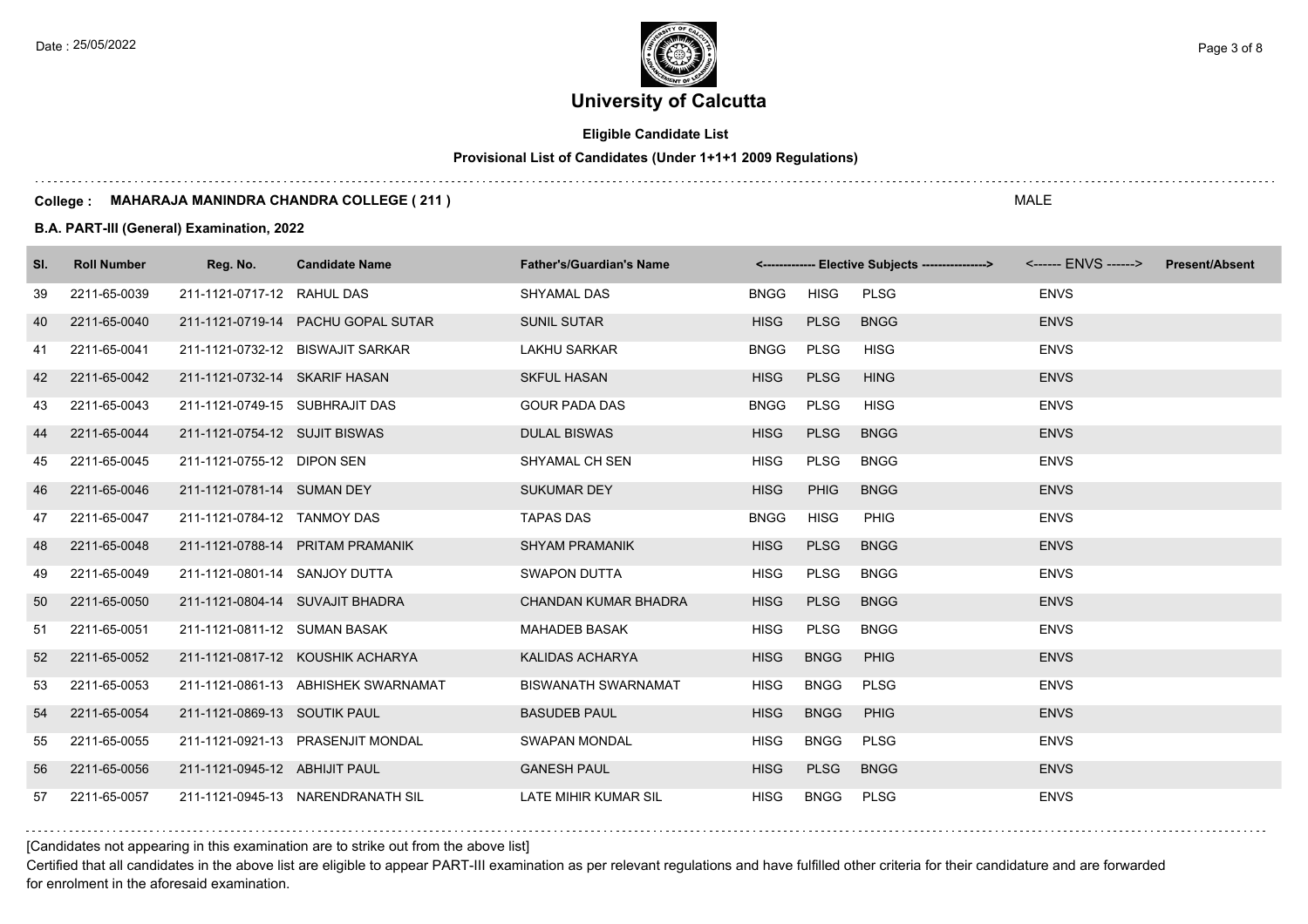# University of Calcutta

**Eligible Candidate List**

**Provisional List of Candidates (Under 1+1+1 2009 Regulations)**

**College : MAHARAJA MANINDRA CHANDRA COLLEGE ( 211 )** MALE

**B.A. PART-III (General) Examination, 2022**

| Sl. | Roll Number | Reg. No. | Candidate Name | Father's/Guardian's Name | <------------- Elective Subjects ----------------> | | | <------ ENVS ------> | Present/Absent |
|---|---|---|---|---|---|---|---|---|---|
| 39 | 2211-65-0039 | 211-1121-0717-12 | RAHUL DAS | SHYAMAL DAS | BNGG | HISG | PLSG | ENVS | |
| 40 | 2211-65-0040 | 211-1121-0719-14 | PACHU GOPAL SUTAR | SUNIL SUTAR | HISG | PLSG | BNGG | ENVS | |
| 41 | 2211-65-0041 | 211-1121-0732-12 | BISWAJIT SARKAR | LAKHU SARKAR | BNGG | PLSG | HISG | ENVS | |
| 42 | 2211-65-0042 | 211-1121-0732-14 | SKARIF HASAN | SKFUL HASAN | HISG | PLSG | HING | ENVS | |
| 43 | 2211-65-0043 | 211-1121-0749-15 | SUBHRAJIT DAS | GOUR PADA DAS | BNGG | PLSG | HISG | ENVS | |
| 44 | 2211-65-0044 | 211-1121-0754-12 | SUJIT BISWAS | DULAL BISWAS | HISG | PLSG | BNGG | ENVS | |
| 45 | 2211-65-0045 | 211-1121-0755-12 | DIPON SEN | SHYAMAL CH SEN | HISG | PLSG | BNGG | ENVS | |
| 46 | 2211-65-0046 | 211-1121-0781-14 | SUMAN DEY | SUKUMAR DEY | HISG | PHIG | BNGG | ENVS | |
| 47 | 2211-65-0047 | 211-1121-0784-12 | TANMOY DAS | TAPAS DAS | BNGG | HISG | PHIG | ENVS | |
| 48 | 2211-65-0048 | 211-1121-0788-14 | PRITAM PRAMANIK | SHYAM PRAMANIK | HISG | PLSG | BNGG | ENVS | |
| 49 | 2211-65-0049 | 211-1121-0801-14 | SANJOY DUTTA | SWAPON DUTTA | HISG | PLSG | BNGG | ENVS | |
| 50 | 2211-65-0050 | 211-1121-0804-14 | SUVAJIT BHADRA | CHANDAN KUMAR BHADRA | HISG | PLSG | BNGG | ENVS | |
| 51 | 2211-65-0051 | 211-1121-0811-12 | SUMAN BASAK | MAHADEB BASAK | HISG | PLSG | BNGG | ENVS | |
| 52 | 2211-65-0052 | 211-1121-0817-12 | KOUSHIK ACHARYA | KALIDAS ACHARYA | HISG | BNGG | PHIG | ENVS | |
| 53 | 2211-65-0053 | 211-1121-0861-13 | ABHISHEK SWARNAMAT | BISWANATH SWARNAMAT | HISG | BNGG | PLSG | ENVS | |
| 54 | 2211-65-0054 | 211-1121-0869-13 | SOUTIK PAUL | BASUDEB PAUL | HISG | BNGG | PHIG | ENVS | |
| 55 | 2211-65-0055 | 211-1121-0921-13 | PRASENJIT MONDAL | SWAPAN MONDAL | HISG | BNGG | PLSG | ENVS | |
| 56 | 2211-65-0056 | 211-1121-0945-12 | ABHIJIT PAUL | GANESH PAUL | HISG | PLSG | BNGG | ENVS | |
| 57 | 2211-65-0057 | 211-1121-0945-13 | NARENDRANATH SIL | LATE MIHIR KUMAR SIL | HISG | BNGG | PLSG | ENVS | |

[Candidates not appearing in this examination are to strike out from the above list]

Certified that all candidates in the above list are eligible to appear PART-III examination as per relevant regulations and have fulfilled other criteria for their candidature and are forwarded for enrolment in the aforesaid examination.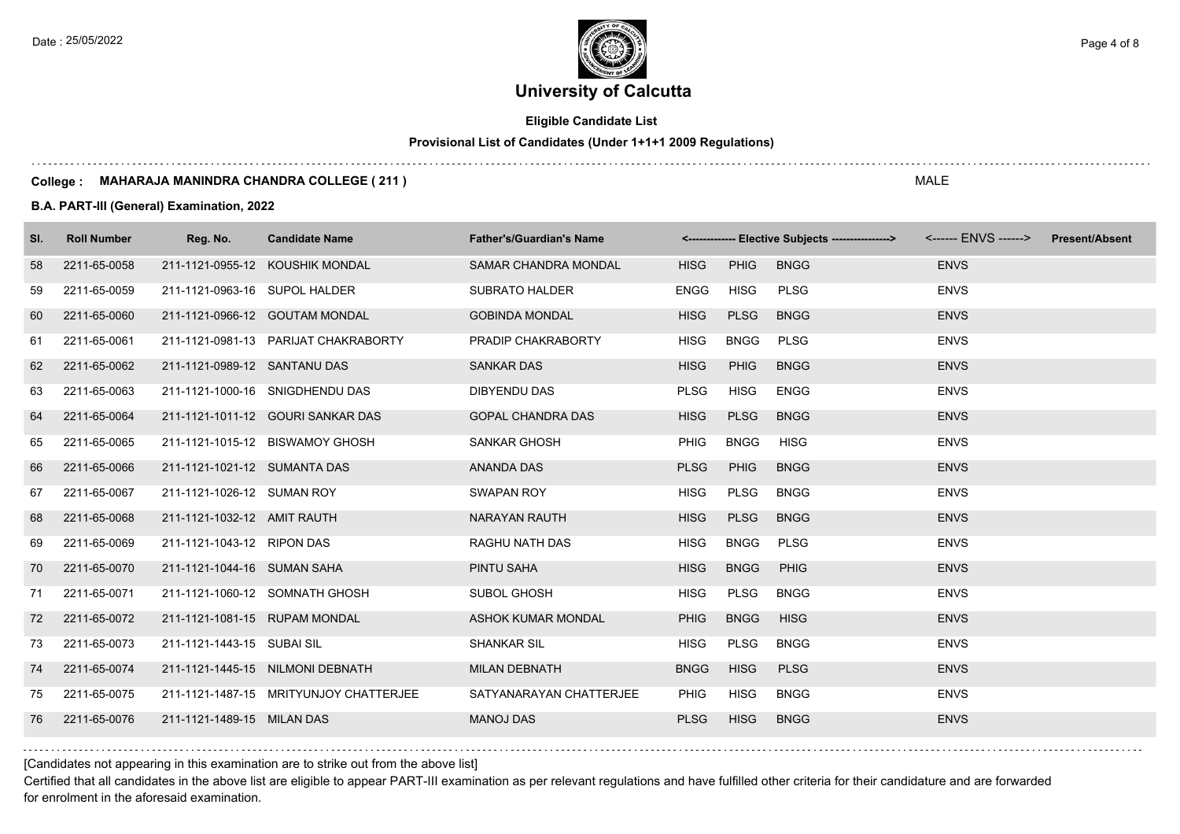# University of Calcutta

**Eligible Candidate List**

**Provisional List of Candidates (Under 1+1+1 2009 Regulations)**

**College : MAHARAJA MANINDRA CHANDRA COLLEGE ( 211 )** MALE

**B.A. PART-III (General) Examination, 2022**

| Sl. | Roll Number | Reg. No. | Candidate Name | Father's/Guardian's Name | <------------- Elective Subjects ---------------> | | | <------ ENVS ------> | Present/Absent |
|---|---|---|---|---|---|---|---|---|---|
| 58 | 2211-65-0058 | 211-1121-0955-12 | KOUSHIK MONDAL | SAMAR CHANDRA MONDAL | HISG | PHIG | BNGG | ENVS | |
| 59 | 2211-65-0059 | 211-1121-0963-16 | SUPOL HALDER | SUBRATO HALDER | ENGG | HISG | PLSG | ENVS | |
| 60 | 2211-65-0060 | 211-1121-0966-12 | GOUTAM MONDAL | GOBINDA MONDAL | HISG | PLSG | BNGG | ENVS | |
| 61 | 2211-65-0061 | 211-1121-0981-13 | PARIJAT CHAKRABORTY | PRADIP CHAKRABORTY | HISG | BNGG | PLSG | ENVS | |
| 62 | 2211-65-0062 | 211-1121-0989-12 | SANTANU DAS | SANKAR DAS | HISG | PHIG | BNGG | ENVS | |
| 63 | 2211-65-0063 | 211-1121-1000-16 | SNIGDHENDU DAS | DIBYENDU DAS | PLSG | HISG | ENGG | ENVS | |
| 64 | 2211-65-0064 | 211-1121-1011-12 | GOURI SANKAR DAS | GOPAL CHANDRA DAS | HISG | PLSG | BNGG | ENVS | |
| 65 | 2211-65-0065 | 211-1121-1015-12 | BISWAMOY GHOSH | SANKAR GHOSH | PHIG | BNGG | HISG | ENVS | |
| 66 | 2211-65-0066 | 211-1121-1021-12 | SUMANTA DAS | ANANDA DAS | PLSG | PHIG | BNGG | ENVS | |
| 67 | 2211-65-0067 | 211-1121-1026-12 | SUMAN ROY | SWAPAN ROY | HISG | PLSG | BNGG | ENVS | |
| 68 | 2211-65-0068 | 211-1121-1032-12 | AMIT RAUTH | NARAYAN RAUTH | HISG | PLSG | BNGG | ENVS | |
| 69 | 2211-65-0069 | 211-1121-1043-12 | RIPON DAS | RAGHU NATH DAS | HISG | BNGG | PLSG | ENVS | |
| 70 | 2211-65-0070 | 211-1121-1044-16 | SUMAN SAHA | PINTU SAHA | HISG | BNGG | PHIG | ENVS | |
| 71 | 2211-65-0071 | 211-1121-1060-12 | SOMNATH GHOSH | SUBOL GHOSH | HISG | PLSG | BNGG | ENVS | |
| 72 | 2211-65-0072 | 211-1121-1081-15 | RUPAM MONDAL | ASHOK KUMAR MONDAL | PHIG | BNGG | HISG | ENVS | |
| 73 | 2211-65-0073 | 211-1121-1443-15 | SUBAI SIL | SHANKAR SIL | HISG | PLSG | BNGG | ENVS | |
| 74 | 2211-65-0074 | 211-1121-1445-15 | NILMONI DEBNATH | MILAN DEBNATH | BNGG | HISG | PLSG | ENVS | |
| 75 | 2211-65-0075 | 211-1121-1487-15 | MRITYUNJOY CHATTERJEE | SATYANARAYAN CHATTERJEE | PHIG | HISG | BNGG | ENVS | |
| 76 | 2211-65-0076 | 211-1121-1489-15 | MILAN DAS | MANOJ DAS | PLSG | HISG | BNGG | ENVS | |

[Candidates not appearing in this examination are to strike out from the above list]

Certified that all candidates in the above list are eligible to appear PART-III examination as per relevant regulations and have fulfilled other criteria for their candidature and are forwarded for enrolment in the aforesaid examination.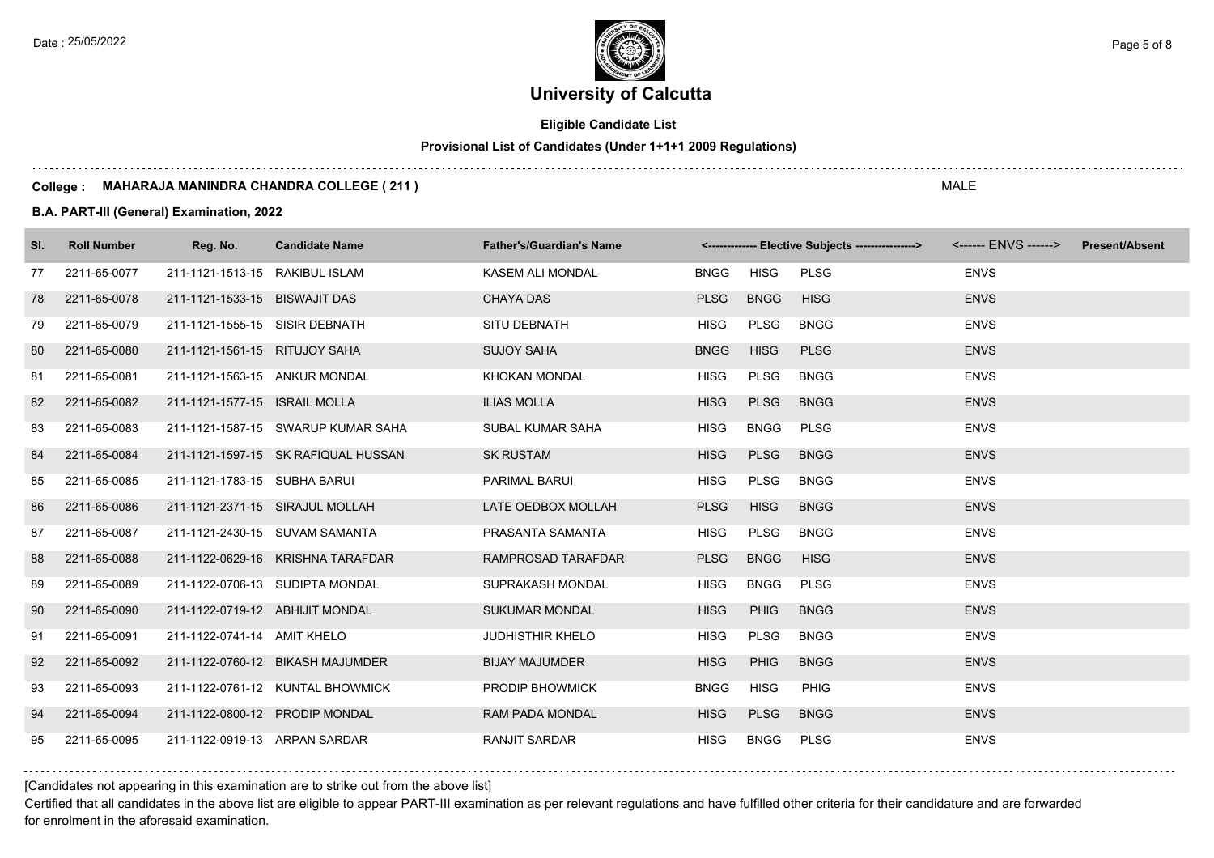# University of Calcutta

**Eligible Candidate List**

**Provisional List of Candidates (Under 1+1+1 2009 Regulations)**

**College : MAHARAJA MANINDRA CHANDRA COLLEGE ( 211 )**

MALE

**B.A. PART-III (General) Examination, 2022**

| Sl. | Roll Number | Reg. No. | Candidate Name | Father's/Guardian's Name | <------------- Elective Subjects ----------------> | | | <------ ENVS ------> | Present/Absent |
|---|---|---|---|---|---|---|---|---|---|
| 77 | 2211-65-0077 | 211-1121-1513-15 | RAKIBUL ISLAM | KASEM ALI MONDAL | BNGG | HISG | PLSG | ENVS | |
| 78 | 2211-65-0078 | 211-1121-1533-15 | BISWAJIT DAS | CHAYA DAS | PLSG | BNGG | HISG | ENVS | |
| 79 | 2211-65-0079 | 211-1121-1555-15 | SISIR DEBNATH | SITU DEBNATH | HISG | PLSG | BNGG | ENVS | |
| 80 | 2211-65-0080 | 211-1121-1561-15 | RITUJOY SAHA | SUJOY SAHA | BNGG | HISG | PLSG | ENVS | |
| 81 | 2211-65-0081 | 211-1121-1563-15 | ANKUR MONDAL | KHOKAN MONDAL | HISG | PLSG | BNGG | ENVS | |
| 82 | 2211-65-0082 | 211-1121-1577-15 | ISRAIL MOLLA | ILIAS MOLLA | HISG | PLSG | BNGG | ENVS | |
| 83 | 2211-65-0083 | 211-1121-1587-15 | SWARUP KUMAR SAHA | SUBAL KUMAR SAHA | HISG | BNGG | PLSG | ENVS | |
| 84 | 2211-65-0084 | 211-1121-1597-15 | SK RAFIQUAL HUSSAN | SK RUSTAM | HISG | PLSG | BNGG | ENVS | |
| 85 | 2211-65-0085 | 211-1121-1783-15 | SUBHA BARUI | PARIMAL BARUI | HISG | PLSG | BNGG | ENVS | |
| 86 | 2211-65-0086 | 211-1121-2371-15 | SIRAJUL MOLLAH | LATE OEDBOX MOLLAH | PLSG | HISG | BNGG | ENVS | |
| 87 | 2211-65-0087 | 211-1121-2430-15 | SUVAM SAMANTA | PRASANTA SAMANTA | HISG | PLSG | BNGG | ENVS | |
| 88 | 2211-65-0088 | 211-1122-0629-16 | KRISHNA TARAFDAR | RAMPROSAD TARAFDAR | PLSG | BNGG | HISG | ENVS | |
| 89 | 2211-65-0089 | 211-1122-0706-13 | SUDIPTA MONDAL | SUPRAKASH MONDAL | HISG | BNGG | PLSG | ENVS | |
| 90 | 2211-65-0090 | 211-1122-0719-12 | ABHIJIT MONDAL | SUKUMAR MONDAL | HISG | PHIG | BNGG | ENVS | |
| 91 | 2211-65-0091 | 211-1122-0741-14 | AMIT KHELO | JUDHISTHIR KHELO | HISG | PLSG | BNGG | ENVS | |
| 92 | 2211-65-0092 | 211-1122-0760-12 | BIKASH MAJUMDER | BIJAY MAJUMDER | HISG | PHIG | BNGG | ENVS | |
| 93 | 2211-65-0093 | 211-1122-0761-12 | KUNTAL BHOWMICK | PRODIP BHOWMICK | BNGG | HISG | PHIG | ENVS | |
| 94 | 2211-65-0094 | 211-1122-0800-12 | PRODIP MONDAL | RAM PADA MONDAL | HISG | PLSG | BNGG | ENVS | |
| 95 | 2211-65-0095 | 211-1122-0919-13 | ARPAN SARDAR | RANJIT SARDAR | HISG | BNGG | PLSG | ENVS | |

[Candidates not appearing in this examination are to strike out from the above list]

Certified that all candidates in the above list are eligible to appear PART-III examination as per relevant regulations and have fulfilled other criteria for their candidature and are forwarded for enrolment in the aforesaid examination.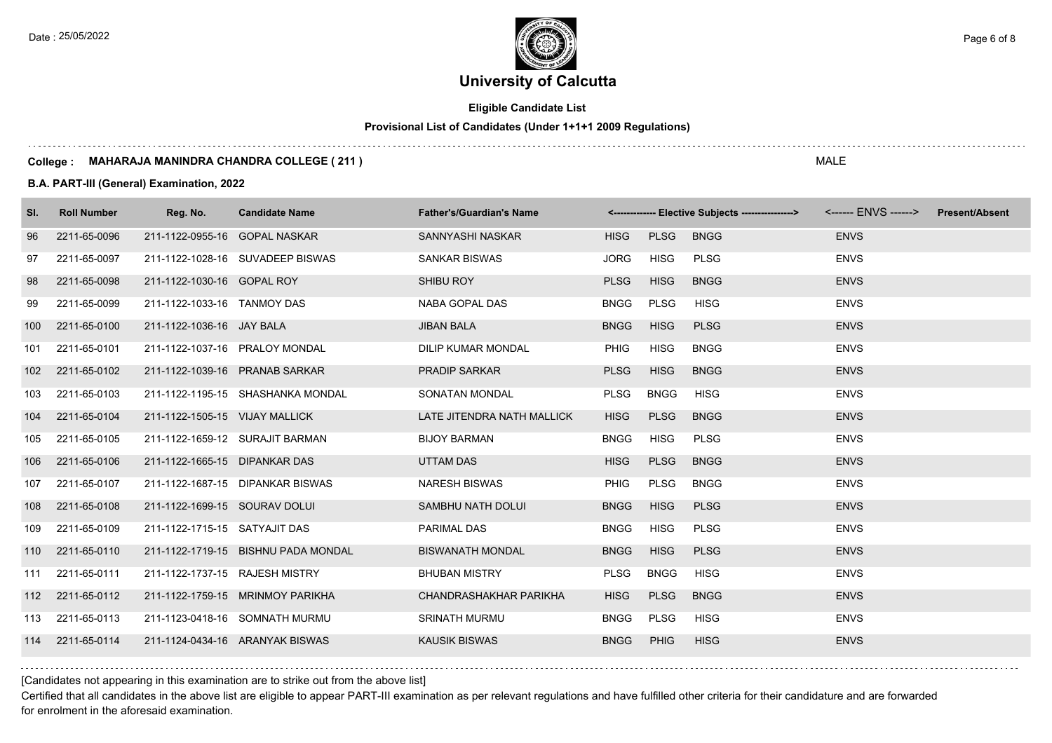# University of Calcutta

**Eligible Candidate List**

**Provisional List of Candidates (Under 1+1+1 2009 Regulations)**

**College : MAHARAJA MANINDRA CHANDRA COLLEGE ( 211 )** MALE

**B.A. PART-III (General) Examination, 2022**

| Sl. | Roll Number | Reg. No. | Candidate Name | Father's/Guardian's Name | <------------- Elective Subjects ----------------> | | | <------ ENVS ------> | Present/Absent |
|---|---|---|---|---|---|---|---|---|---|
| 96 | 2211-65-0096 | 211-1122-0955-16 | GOPAL NASKAR | SANNYASHI NASKAR | HISG | PLSG | BNGG | ENVS | |
| 97 | 2211-65-0097 | 211-1122-1028-16 | SUVADEEP BISWAS | SANKAR BISWAS | JORG | HISG | PLSG | ENVS | |
| 98 | 2211-65-0098 | 211-1122-1030-16 | GOPAL ROY | SHIBU ROY | PLSG | HISG | BNGG | ENVS | |
| 99 | 2211-65-0099 | 211-1122-1033-16 | TANMOY DAS | NABA GOPAL DAS | BNGG | PLSG | HISG | ENVS | |
| 100 | 2211-65-0100 | 211-1122-1036-16 | JAY BALA | JIBAN BALA | BNGG | HISG | PLSG | ENVS | |
| 101 | 2211-65-0101 | 211-1122-1037-16 | PRALOY MONDAL | DILIP KUMAR MONDAL | PHIG | HISG | BNGG | ENVS | |
| 102 | 2211-65-0102 | 211-1122-1039-16 | PRANAB SARKAR | PRADIP SARKAR | PLSG | HISG | BNGG | ENVS | |
| 103 | 2211-65-0103 | 211-1122-1195-15 | SHASHANKA MONDAL | SONATAN MONDAL | PLSG | BNGG | HISG | ENVS | |
| 104 | 2211-65-0104 | 211-1122-1505-15 | VIJAY MALLICK | LATE JITENDRA NATH MALLICK | HISG | PLSG | BNGG | ENVS | |
| 105 | 2211-65-0105 | 211-1122-1659-12 | SURAJIT BARMAN | BIJOY BARMAN | BNGG | HISG | PLSG | ENVS | |
| 106 | 2211-65-0106 | 211-1122-1665-15 | DIPANKAR DAS | UTTAM DAS | HISG | PLSG | BNGG | ENVS | |
| 107 | 2211-65-0107 | 211-1122-1687-15 | DIPANKAR BISWAS | NARESH BISWAS | PHIG | PLSG | BNGG | ENVS | |
| 108 | 2211-65-0108 | 211-1122-1699-15 | SOURAV DOLUI | SAMBHU NATH DOLUI | BNGG | HISG | PLSG | ENVS | |
| 109 | 2211-65-0109 | 211-1122-1715-15 | SATYAJIT DAS | PARIMAL DAS | BNGG | HISG | PLSG | ENVS | |
| 110 | 2211-65-0110 | 211-1122-1719-15 | BISHNU PADA MONDAL | BISWANATH MONDAL | BNGG | HISG | PLSG | ENVS | |
| 111 | 2211-65-0111 | 211-1122-1737-15 | RAJESH MISTRY | BHUBAN MISTRY | PLSG | BNGG | HISG | ENVS | |
| 112 | 2211-65-0112 | 211-1122-1759-15 | MRINMOY PARIKHA | CHANDRASHAKHAR PARIKHA | HISG | PLSG | BNGG | ENVS | |
| 113 | 2211-65-0113 | 211-1123-0418-16 | SOMNATH MURMU | SRINATH MURMU | BNGG | PLSG | HISG | ENVS | |
| 114 | 2211-65-0114 | 211-1124-0434-16 | ARANYAK BISWAS | KAUSIK BISWAS | BNGG | PHIG | HISG | ENVS | |

[Candidates not appearing in this examination are to strike out from the above list]

Certified that all candidates in the above list are eligible to appear PART-III examination as per relevant regulations and have fulfilled other criteria for their candidature and are forwarded for enrolment in the aforesaid examination.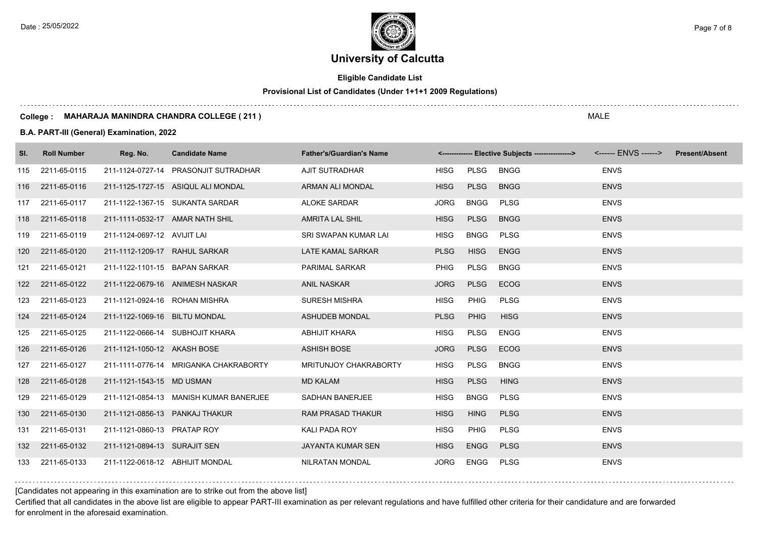# University of Calcutta

**Eligible Candidate List**

**Provisional List of Candidates (Under 1+1+1 2009 Regulations)**

**College : MAHARAJA MANINDRA CHANDRA COLLEGE ( 211 )** MALE

**B.A. PART-III (General) Examination, 2022**

| Sl. | Roll Number | Reg. No. | Candidate Name | Father's/Guardian's Name | <------------- Elective Subjects ----------------> | | | <------ ENVS ------> | Present/Absent |
|---|---|---|---|---|---|---|---|---|---|
| 115 | 2211-65-0115 | 211-1124-0727-14 | PRASONJIT SUTRADHAR | AJIT SUTRADHAR | HISG | PLSG | BNGG | ENVS | |
| 116 | 2211-65-0116 | 211-1125-1727-15 | ASIQUL ALI MONDAL | ARMAN ALI MONDAL | HISG | PLSG | BNGG | ENVS | |
| 117 | 2211-65-0117 | 211-1122-1367-15 | SUKANTA SARDAR | ALOKE SARDAR | JORG | BNGG | PLSG | ENVS | |
| 118 | 2211-65-0118 | 211-1111-0532-17 | AMAR NATH SHIL | AMRITA LAL SHIL | HISG | PLSG | BNGG | ENVS | |
| 119 | 2211-65-0119 | 211-1124-0697-12 | AVIJIT LAI | SRI SWAPAN KUMAR LAI | HISG | BNGG | PLSG | ENVS | |
| 120 | 2211-65-0120 | 211-1112-1209-17 | RAHUL SARKAR | LATE KAMAL SARKAR | PLSG | HISG | ENGG | ENVS | |
| 121 | 2211-65-0121 | 211-1122-1101-15 | BAPAN SARKAR | PARIMAL SARKAR | PHIG | PLSG | BNGG | ENVS | |
| 122 | 2211-65-0122 | 211-1122-0679-16 | ANIMESH NASKAR | ANIL NASKAR | JORG | PLSG | ECOG | ENVS | |
| 123 | 2211-65-0123 | 211-1121-0924-16 | ROHAN MISHRA | SURESH MISHRA | HISG | PHIG | PLSG | ENVS | |
| 124 | 2211-65-0124 | 211-1122-1069-16 | BILTU MONDAL | ASHUDEB MONDAL | PLSG | PHIG | HISG | ENVS | |
| 125 | 2211-65-0125 | 211-1122-0666-14 | SUBHOJIT KHARA | ABHIJIT KHARA | HISG | PLSG | ENGG | ENVS | |
| 126 | 2211-65-0126 | 211-1121-1050-12 | AKASH BOSE | ASHISH BOSE | JORG | PLSG | ECOG | ENVS | |
| 127 | 2211-65-0127 | 211-1111-0776-14 | MRIGANKA CHAKRABORTY | MRITUNJOY CHAKRABORTY | HISG | PLSG | BNGG | ENVS | |
| 128 | 2211-65-0128 | 211-1121-1543-15 | MD USMAN | MD KALAM | HISG | PLSG | HING | ENVS | |
| 129 | 2211-65-0129 | 211-1121-0854-13 | MANISH KUMAR BANERJEE | SADHAN BANERJEE | HISG | BNGG | PLSG | ENVS | |
| 130 | 2211-65-0130 | 211-1121-0856-13 | PANKAJ THAKUR | RAM PRASAD THAKUR | HISG | HING | PLSG | ENVS | |
| 131 | 2211-65-0131 | 211-1121-0860-13 | PRATAP ROY | KALI PADA ROY | HISG | PHIG | PLSG | ENVS | |
| 132 | 2211-65-0132 | 211-1121-0894-13 | SURAJIT SEN | JAYANTA KUMAR SEN | HISG | ENGG | PLSG | ENVS | |
| 133 | 2211-65-0133 | 211-1122-0618-12 | ABHIJIT MONDAL | NILRATAN MONDAL | JORG | ENGG | PLSG | ENVS | |

[Candidates not appearing in this examination are to strike out from the above list]

Certified that all candidates in the above list are eligible to appear PART-III examination as per relevant regulations and have fulfilled other criteria for their candidature and are forwarded for enrolment in the aforesaid examination.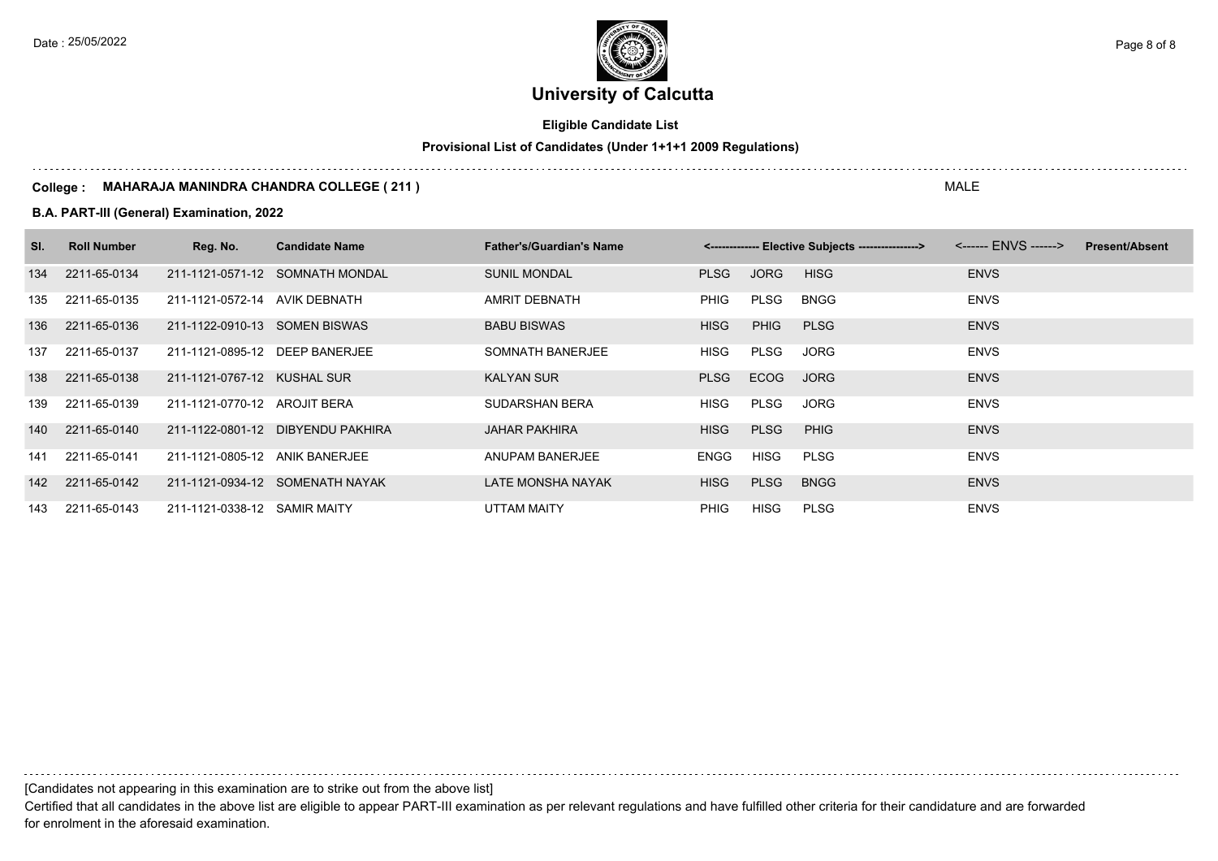# University of Calcutta

**Eligible Candidate List**

**Provisional List of Candidates (Under 1+1+1 2009 Regulations)**

**College : MAHARAJA MANINDRA CHANDRA COLLEGE ( 211 )** MALE

**B.A. PART-III (General) Examination, 2022**

| Sl. | Roll Number | Reg. No. | Candidate Name | Father's/Guardian's Name | <------------- Elective Subjects ----------------> | | | <------ ENVS ------> | Present/Absent |
|---|---|---|---|---|---|---|---|---|---|
| 134 | 2211-65-0134 | 211-1121-0571-12 | SOMNATH MONDAL | SUNIL MONDAL | PLSG | JORG | HISG | ENVS | |
| 135 | 2211-65-0135 | 211-1121-0572-14 | AVIK DEBNATH | AMRIT DEBNATH | PHIG | PLSG | BNGG | ENVS | |
| 136 | 2211-65-0136 | 211-1122-0910-13 | SOMEN BISWAS | BABU BISWAS | HISG | PHIG | PLSG | ENVS | |
| 137 | 2211-65-0137 | 211-1121-0895-12 | DEEP BANERJEE | SOMNATH BANERJEE | HISG | PLSG | JORG | ENVS | |
| 138 | 2211-65-0138 | 211-1121-0767-12 | KUSHAL SUR | KALYAN SUR | PLSG | ECOG | JORG | ENVS | |
| 139 | 2211-65-0139 | 211-1121-0770-12 | AROJIT BERA | SUDARSHAN BERA | HISG | PLSG | JORG | ENVS | |
| 140 | 2211-65-0140 | 211-1122-0801-12 | DIBYENDU PAKHIRA | JAHAR PAKHIRA | HISG | PLSG | PHIG | ENVS | |
| 141 | 2211-65-0141 | 211-1121-0805-12 | ANIK BANERJEE | ANUPAM BANERJEE | ENGG | HISG | PLSG | ENVS | |
| 142 | 2211-65-0142 | 211-1121-0934-12 | SOMENATH NAYAK | LATE MONSHA NAYAK | HISG | PLSG | BNGG | ENVS | |
| 143 | 2211-65-0143 | 211-1121-0338-12 | SAMIR MAITY | UTTAM MAITY | PHIG | HISG | PLSG | ENVS | |

[Candidates not appearing in this examination are to strike out from the above list]

Certified that all candidates in the above list are eligible to appear PART-III examination as per relevant regulations and have fulfilled other criteria for their candidature and are forwarded for enrolment in the aforesaid examination.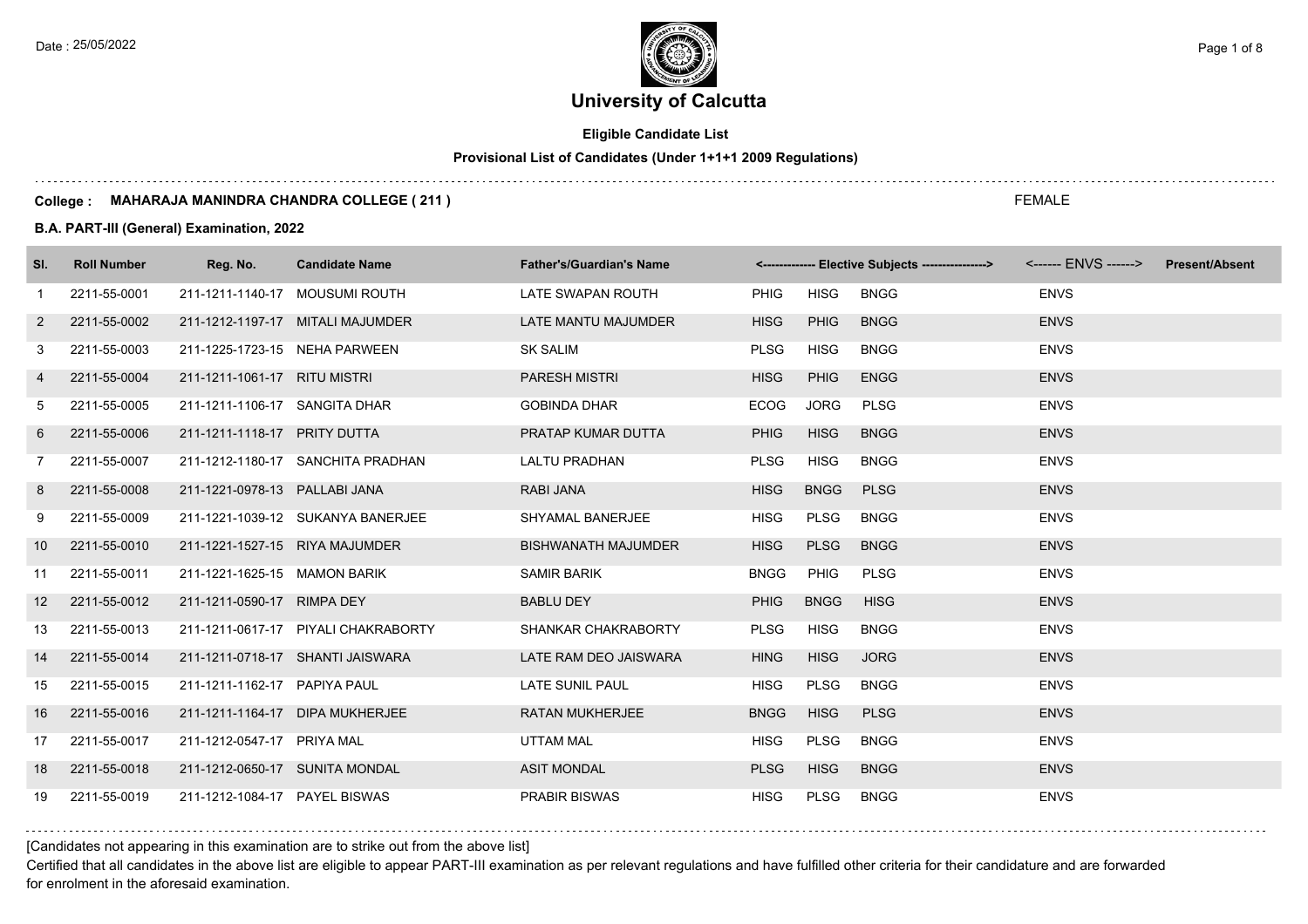# University of Calcutta

**Eligible Candidate List**

**Provisional List of Candidates (Under 1+1+1 2009 Regulations)**

**College : MAHARAJA MANINDRA CHANDRA COLLEGE ( 211 )**

FEMALE

**B.A. PART-III (General) Examination, 2022**

| Sl. | Roll Number | Reg. No. | Candidate Name | Father's/Guardian's Name | <------------- Elective Subjects ----------------> | | | <------ ENVS ------> | Present/Absent |
|---|---|---|---|---|---|---|---|---|---|
| 1 | 2211-55-0001 | 211-1211-1140-17 | MOUSUMI ROUTH | LATE SWAPAN ROUTH | PHIG | HISG | BNGG | ENVS | |
| 2 | 2211-55-0002 | 211-1212-1197-17 | MITALI MAJUMDER | LATE MANTU MAJUMDER | HISG | PHIG | BNGG | ENVS | |
| 3 | 2211-55-0003 | 211-1225-1723-15 | NEHA PARWEEN | SK SALIM | PLSG | HISG | BNGG | ENVS | |
| 4 | 2211-55-0004 | 211-1211-1061-17 | RITU MISTRI | PARESH MISTRI | HISG | PHIG | ENGG | ENVS | |
| 5 | 2211-55-0005 | 211-1211-1106-17 | SANGITA DHAR | GOBINDA DHAR | ECOG | JORG | PLSG | ENVS | |
| 6 | 2211-55-0006 | 211-1211-1118-17 | PRITY DUTTA | PRATAP KUMAR DUTTA | PHIG | HISG | BNGG | ENVS | |
| 7 | 2211-55-0007 | 211-1212-1180-17 | SANCHITA PRADHAN | LALTU PRADHAN | PLSG | HISG | BNGG | ENVS | |
| 8 | 2211-55-0008 | 211-1221-0978-13 | PALLABI JANA | RABI JANA | HISG | BNGG | PLSG | ENVS | |
| 9 | 2211-55-0009 | 211-1221-1039-12 | SUKANYA BANERJEE | SHYAMAL BANERJEE | HISG | PLSG | BNGG | ENVS | |
| 10 | 2211-55-0010 | 211-1221-1527-15 | RIYA MAJUMDER | BISHWANATH MAJUMDER | HISG | PLSG | BNGG | ENVS | |
| 11 | 2211-55-0011 | 211-1221-1625-15 | MAMON BARIK | SAMIR BARIK | BNGG | PHIG | PLSG | ENVS | |
| 12 | 2211-55-0012 | 211-1211-0590-17 | RIMPA DEY | BABLU DEY | PHIG | BNGG | HISG | ENVS | |
| 13 | 2211-55-0013 | 211-1211-0617-17 | PIYALI CHAKRABORTY | SHANKAR CHAKRABORTY | PLSG | HISG | BNGG | ENVS | |
| 14 | 2211-55-0014 | 211-1211-0718-17 | SHANTI JAISWARA | LATE RAM DEO JAISWARA | HING | HISG | JORG | ENVS | |
| 15 | 2211-55-0015 | 211-1211-1162-17 | PAPIYA PAUL | LATE SUNIL PAUL | HISG | PLSG | BNGG | ENVS | |
| 16 | 2211-55-0016 | 211-1211-1164-17 | DIPA MUKHERJEE | RATAN MUKHERJEE | BNGG | HISG | PLSG | ENVS | |
| 17 | 2211-55-0017 | 211-1212-0547-17 | PRIYA MAL | UTTAM MAL | HISG | PLSG | BNGG | ENVS | |
| 18 | 2211-55-0018 | 211-1212-0650-17 | SUNITA MONDAL | ASIT MONDAL | PLSG | HISG | BNGG | ENVS | |
| 19 | 2211-55-0019 | 211-1212-1084-17 | PAYEL BISWAS | PRABIR BISWAS | HISG | PLSG | BNGG | ENVS | |

[Candidates not appearing in this examination are to strike out from the above list]

Certified that all candidates in the above list are eligible to appear PART-III examination as per relevant regulations and have fulfilled other criteria for their candidature and are forwarded for enrolment in the aforesaid examination.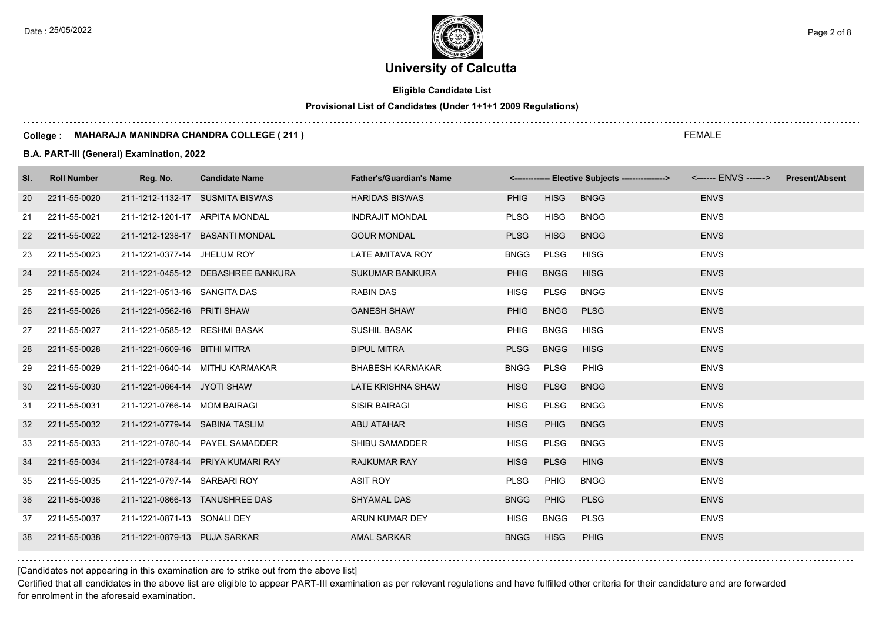# University of Calcutta

**Eligible Candidate List**

**Provisional List of Candidates (Under 1+1+1 2009 Regulations)**

**College : MAHARAJA MANINDRA CHANDRA COLLEGE ( 211 )** FEMALE

**B.A. PART-III (General) Examination, 2022**

| Sl. | Roll Number | Reg. No. | Candidate Name | Father's/Guardian's Name | <------------- Elective Subjects ----------------> | | | <------ ENVS ------> | Present/Absent |
|---|---|---|---|---|---|---|---|---|---|
| 20 | 2211-55-0020 | 211-1212-1132-17 | SUSMITA BISWAS | HARIDAS BISWAS | PHIG | HISG | BNGG | ENVS | |
| 21 | 2211-55-0021 | 211-1212-1201-17 | ARPITA MONDAL | INDRAJIT MONDAL | PLSG | HISG | BNGG | ENVS | |
| 22 | 2211-55-0022 | 211-1212-1238-17 | BASANTI MONDAL | GOUR MONDAL | PLSG | HISG | BNGG | ENVS | |
| 23 | 2211-55-0023 | 211-1221-0377-14 | JHELUM ROY | LATE AMITAVA ROY | BNGG | PLSG | HISG | ENVS | |
| 24 | 2211-55-0024 | 211-1221-0455-12 | DEBASHREE BANKURA | SUKUMAR BANKURA | PHIG | BNGG | HISG | ENVS | |
| 25 | 2211-55-0025 | 211-1221-0513-16 | SANGITA DAS | RABIN DAS | HISG | PLSG | BNGG | ENVS | |
| 26 | 2211-55-0026 | 211-1221-0562-16 | PRITI SHAW | GANESH SHAW | PHIG | BNGG | PLSG | ENVS | |
| 27 | 2211-55-0027 | 211-1221-0585-12 | RESHMI BASAK | SUSHIL BASAK | PHIG | BNGG | HISG | ENVS | |
| 28 | 2211-55-0028 | 211-1221-0609-16 | BITHI MITRA | BIPUL MITRA | PLSG | BNGG | HISG | ENVS | |
| 29 | 2211-55-0029 | 211-1221-0640-14 | MITHU KARMAKAR | BHABESH KARMAKAR | BNGG | PLSG | PHIG | ENVS | |
| 30 | 2211-55-0030 | 211-1221-0664-14 | JYOTI SHAW | LATE KRISHNA SHAW | HISG | PLSG | BNGG | ENVS | |
| 31 | 2211-55-0031 | 211-1221-0766-14 | MOM BAIRAGI | SISIR BAIRAGI | HISG | PLSG | BNGG | ENVS | |
| 32 | 2211-55-0032 | 211-1221-0779-14 | SABINA TASLIM | ABU ATAHAR | HISG | PHIG | BNGG | ENVS | |
| 33 | 2211-55-0033 | 211-1221-0780-14 | PAYEL SAMADDER | SHIBU SAMADDER | HISG | PLSG | BNGG | ENVS | |
| 34 | 2211-55-0034 | 211-1221-0784-14 | PRIYA KUMARI RAY | RAJKUMAR RAY | HISG | PLSG | HING | ENVS | |
| 35 | 2211-55-0035 | 211-1221-0797-14 | SARBARI ROY | ASIT ROY | PLSG | PHIG | BNGG | ENVS | |
| 36 | 2211-55-0036 | 211-1221-0866-13 | TANUSHREE DAS | SHYAMAL DAS | BNGG | PHIG | PLSG | ENVS | |
| 37 | 2211-55-0037 | 211-1221-0871-13 | SONALI DEY | ARUN KUMAR DEY | HISG | BNGG | PLSG | ENVS | |
| 38 | 2211-55-0038 | 211-1221-0879-13 | PUJA SARKAR | AMAL SARKAR | BNGG | HISG | PHIG | ENVS | |

[Candidates not appearing in this examination are to strike out from the above list]

Certified that all candidates in the above list are eligible to appear PART-III examination as per relevant regulations and have fulfilled other criteria for their candidature and are forwarded for enrolment in the aforesaid examination.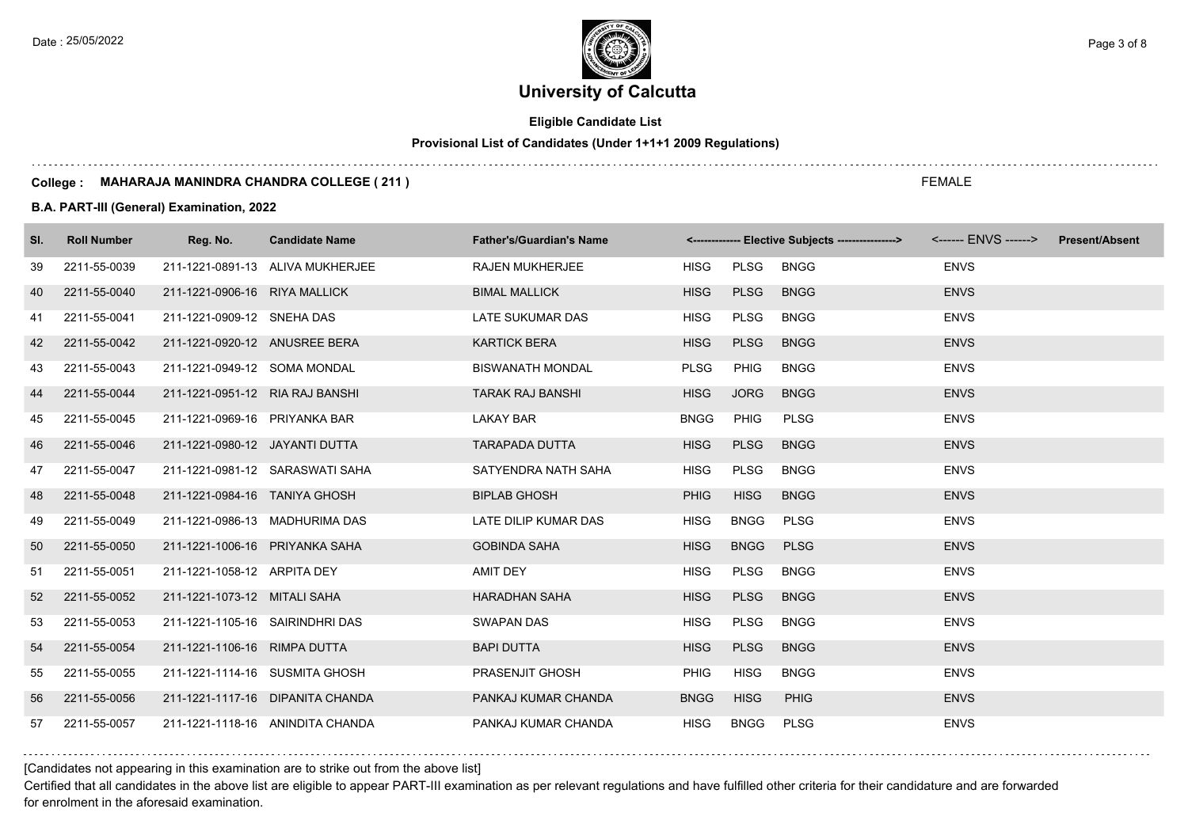# University of Calcutta

**Eligible Candidate List**

**Provisional List of Candidates (Under 1+1+1 2009 Regulations)**

**College : MAHARAJA MANINDRA CHANDRA COLLEGE ( 211 )** FEMALE

**B.A. PART-III (General) Examination, 2022**

| Sl. | Roll Number | Reg. No. | Candidate Name | Father's/Guardian's Name | <------------- Elective Subjects ----------------> | | | <------ ENVS ------> | Present/Absent |
|---|---|---|---|---|---|---|---|---|---|
| 39 | 2211-55-0039 | 211-1221-0891-13 | ALIVA MUKHERJEE | RAJEN MUKHERJEE | HISG | PLSG | BNGG | ENVS | |
| 40 | 2211-55-0040 | 211-1221-0906-16 | RIYA MALLICK | BIMAL MALLICK | HISG | PLSG | BNGG | ENVS | |
| 41 | 2211-55-0041 | 211-1221-0909-12 | SNEHA DAS | LATE SUKUMAR DAS | HISG | PLSG | BNGG | ENVS | |
| 42 | 2211-55-0042 | 211-1221-0920-12 | ANUSREE BERA | KARTICK BERA | HISG | PLSG | BNGG | ENVS | |
| 43 | 2211-55-0043 | 211-1221-0949-12 | SOMA MONDAL | BISWANATH MONDAL | PLSG | PHIG | BNGG | ENVS | |
| 44 | 2211-55-0044 | 211-1221-0951-12 | RIA RAJ BANSHI | TARAK RAJ BANSHI | HISG | JORG | BNGG | ENVS | |
| 45 | 2211-55-0045 | 211-1221-0969-16 | PRIYANKA BAR | LAKAY BAR | BNGG | PHIG | PLSG | ENVS | |
| 46 | 2211-55-0046 | 211-1221-0980-12 | JAYANTI DUTTA | TARAPADA DUTTA | HISG | PLSG | BNGG | ENVS | |
| 47 | 2211-55-0047 | 211-1221-0981-12 | SARASWATI SAHA | SATYENDRA NATH SAHA | HISG | PLSG | BNGG | ENVS | |
| 48 | 2211-55-0048 | 211-1221-0984-16 | TANIYA GHOSH | BIPLAB GHOSH | PHIG | HISG | BNGG | ENVS | |
| 49 | 2211-55-0049 | 211-1221-0986-13 | MADHURIMA DAS | LATE DILIP KUMAR DAS | HISG | BNGG | PLSG | ENVS | |
| 50 | 2211-55-0050 | 211-1221-1006-16 | PRIYANKA SAHA | GOBINDA SAHA | HISG | BNGG | PLSG | ENVS | |
| 51 | 2211-55-0051 | 211-1221-1058-12 | ARPITA DEY | AMIT DEY | HISG | PLSG | BNGG | ENVS | |
| 52 | 2211-55-0052 | 211-1221-1073-12 | MITALI SAHA | HARADHAN SAHA | HISG | PLSG | BNGG | ENVS | |
| 53 | 2211-55-0053 | 211-1221-1105-16 | SAIRINDHRI DAS | SWAPAN DAS | HISG | PLSG | BNGG | ENVS | |
| 54 | 2211-55-0054 | 211-1221-1106-16 | RIMPA DUTTA | BAPI DUTTA | HISG | PLSG | BNGG | ENVS | |
| 55 | 2211-55-0055 | 211-1221-1114-16 | SUSMITA GHOSH | PRASENJIT GHOSH | PHIG | HISG | BNGG | ENVS | |
| 56 | 2211-55-0056 | 211-1221-1117-16 | DIPANITA CHANDA | PANKAJ KUMAR CHANDA | BNGG | HISG | PHIG | ENVS | |
| 57 | 2211-55-0057 | 211-1221-1118-16 | ANINDITA CHANDA | PANKAJ KUMAR CHANDA | HISG | BNGG | PLSG | ENVS | |

[Candidates not appearing in this examination are to strike out from the above list]

Certified that all candidates in the above list are eligible to appear PART-III examination as per relevant regulations and have fulfilled other criteria for their candidature and are forwarded for enrolment in the aforesaid examination.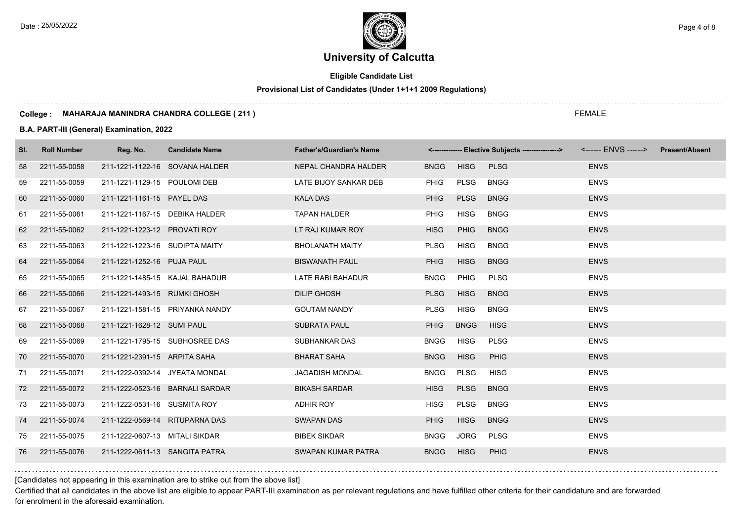# University of Calcutta

**Eligible Candidate List**

**Provisional List of Candidates (Under 1+1+1 2009 Regulations)**

**College : MAHARAJA MANINDRA CHANDRA COLLEGE ( 211 )** FEMALE

**B.A. PART-III (General) Examination, 2022**

| Sl. | Roll Number | Reg. No. | Candidate Name | Father's/Guardian's Name | <------------- Elective Subjects ----------------> | | | <------ ENVS ------> | Present/Absent |
|---|---|---|---|---|---|---|---|---|---|
| 58 | 2211-55-0058 | 211-1221-1122-16 | SOVANA HALDER | NEPAL CHANDRA HALDER | BNGG | HISG | PLSG | ENVS | |
| 59 | 2211-55-0059 | 211-1221-1129-15 | POULOMI DEB | LATE BIJOY SANKAR DEB | PHIG | PLSG | BNGG | ENVS | |
| 60 | 2211-55-0060 | 211-1221-1161-15 | PAYEL DAS | KALA DAS | PHIG | PLSG | BNGG | ENVS | |
| 61 | 2211-55-0061 | 211-1221-1167-15 | DEBIKA HALDER | TAPAN HALDER | PHIG | HISG | BNGG | ENVS | |
| 62 | 2211-55-0062 | 211-1221-1223-12 | PROVATI ROY | LT RAJ KUMAR ROY | HISG | PHIG | BNGG | ENVS | |
| 63 | 2211-55-0063 | 211-1221-1223-16 | SUDIPTA MAITY | BHOLANATH MAITY | PLSG | HISG | BNGG | ENVS | |
| 64 | 2211-55-0064 | 211-1221-1252-16 | PUJA PAUL | BISWANATH PAUL | PHIG | HISG | BNGG | ENVS | |
| 65 | 2211-55-0065 | 211-1221-1485-15 | KAJAL BAHADUR | LATE RABI BAHADUR | BNGG | PHIG | PLSG | ENVS | |
| 66 | 2211-55-0066 | 211-1221-1493-15 | RUMKI GHOSH | DILIP GHOSH | PLSG | HISG | BNGG | ENVS | |
| 67 | 2211-55-0067 | 211-1221-1581-15 | PRIYANKA NANDY | GOUTAM NANDY | PLSG | HISG | BNGG | ENVS | |
| 68 | 2211-55-0068 | 211-1221-1628-12 | SUMI PAUL | SUBRATA PAUL | PHIG | BNGG | HISG | ENVS | |
| 69 | 2211-55-0069 | 211-1221-1795-15 | SUBHOSREE DAS | SUBHANKAR DAS | BNGG | HISG | PLSG | ENVS | |
| 70 | 2211-55-0070 | 211-1221-2391-15 | ARPITA SAHA | BHARAT SAHA | BNGG | HISG | PHIG | ENVS | |
| 71 | 2211-55-0071 | 211-1222-0392-14 | JYEATA MONDAL | JAGADISH MONDAL | BNGG | PLSG | HISG | ENVS | |
| 72 | 2211-55-0072 | 211-1222-0523-16 | BARNALI SARDAR | BIKASH SARDAR | HISG | PLSG | BNGG | ENVS | |
| 73 | 2211-55-0073 | 211-1222-0531-16 | SUSMITA ROY | ADHIR ROY | HISG | PLSG | BNGG | ENVS | |
| 74 | 2211-55-0074 | 211-1222-0569-14 | RITUPARNA DAS | SWAPAN DAS | PHIG | HISG | BNGG | ENVS | |
| 75 | 2211-55-0075 | 211-1222-0607-13 | MITALI SIKDAR | BIBEK SIKDAR | BNGG | JORG | PLSG | ENVS | |
| 76 | 2211-55-0076 | 211-1222-0611-13 | SANGITA PATRA | SWAPAN KUMAR PATRA | BNGG | HISG | PHIG | ENVS | |

[Candidates not appearing in this examination are to strike out from the above list]

Certified that all candidates in the above list are eligible to appear PART-III examination as per relevant regulations and have fulfilled other criteria for their candidature and are forwarded for enrolment in the aforesaid examination.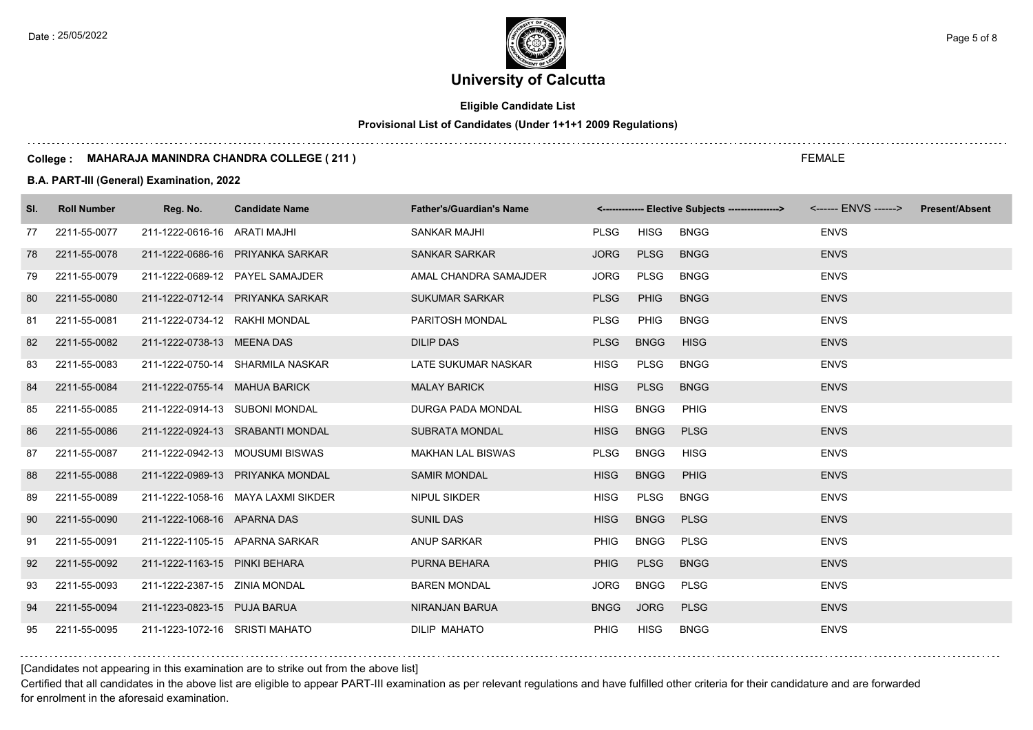# University of Calcutta

**Eligible Candidate List**

**Provisional List of Candidates (Under 1+1+1 2009 Regulations)**

**College : MAHARAJA MANINDRA CHANDRA COLLEGE ( 211 )** FEMALE

**B.A. PART-III (General) Examination, 2022**

| Sl. | Roll Number | Reg. No. | Candidate Name | Father's/Guardian's Name | <------------- Elective Subjects ----------------> | | | <------ ENVS ------> | Present/Absent |
|---|---|---|---|---|---|---|---|---|---|
| 77 | 2211-55-0077 | 211-1222-0616-16 | ARATI MAJHI | SANKAR MAJHI | PLSG | HISG | BNGG | ENVS | |
| 78 | 2211-55-0078 | 211-1222-0686-16 | PRIYANKA SARKAR | SANKAR SARKAR | JORG | PLSG | BNGG | ENVS | |
| 79 | 2211-55-0079 | 211-1222-0689-12 | PAYEL SAMAJDER | AMAL CHANDRA SAMAJDER | JORG | PLSG | BNGG | ENVS | |
| 80 | 2211-55-0080 | 211-1222-0712-14 | PRIYANKA SARKAR | SUKUMAR SARKAR | PLSG | PHIG | BNGG | ENVS | |
| 81 | 2211-55-0081 | 211-1222-0734-12 | RAKHI MONDAL | PARITOSH MONDAL | PLSG | PHIG | BNGG | ENVS | |
| 82 | 2211-55-0082 | 211-1222-0738-13 | MEENA DAS | DILIP DAS | PLSG | BNGG | HISG | ENVS | |
| 83 | 2211-55-0083 | 211-1222-0750-14 | SHARMILA NASKAR | LATE SUKUMAR NASKAR | HISG | PLSG | BNGG | ENVS | |
| 84 | 2211-55-0084 | 211-1222-0755-14 | MAHUA BARICK | MALAY BARICK | HISG | PLSG | BNGG | ENVS | |
| 85 | 2211-55-0085 | 211-1222-0914-13 | SUBONI MONDAL | DURGA PADA MONDAL | HISG | BNGG | PHIG | ENVS | |
| 86 | 2211-55-0086 | 211-1222-0924-13 | SRABANTI MONDAL | SUBRATA MONDAL | HISG | BNGG | PLSG | ENVS | |
| 87 | 2211-55-0087 | 211-1222-0942-13 | MOUSUMI BISWAS | MAKHAN LAL BISWAS | PLSG | BNGG | HISG | ENVS | |
| 88 | 2211-55-0088 | 211-1222-0989-13 | PRIYANKA MONDAL | SAMIR MONDAL | HISG | BNGG | PHIG | ENVS | |
| 89 | 2211-55-0089 | 211-1222-1058-16 | MAYA LAXMI SIKDER | NIPUL SIKDER | HISG | PLSG | BNGG | ENVS | |
| 90 | 2211-55-0090 | 211-1222-1068-16 | APARNA DAS | SUNIL DAS | HISG | BNGG | PLSG | ENVS | |
| 91 | 2211-55-0091 | 211-1222-1105-15 | APARNA SARKAR | ANUP SARKAR | PHIG | BNGG | PLSG | ENVS | |
| 92 | 2211-55-0092 | 211-1222-1163-15 | PINKI BEHARA | PURNA BEHARA | PHIG | PLSG | BNGG | ENVS | |
| 93 | 2211-55-0093 | 211-1222-2387-15 | ZINIA MONDAL | BAREN MONDAL | JORG | BNGG | PLSG | ENVS | |
| 94 | 2211-55-0094 | 211-1223-0823-15 | PUJA BARUA | NIRANJAN BARUA | BNGG | JORG | PLSG | ENVS | |
| 95 | 2211-55-0095 | 211-1223-1072-16 | SRISTI MAHATO | DILIP MAHATO | PHIG | HISG | BNGG | ENVS | |

[Candidates not appearing in this examination are to strike out from the above list]

Certified that all candidates in the above list are eligible to appear PART-III examination as per relevant regulations and have fulfilled other criteria for their candidature and are forwarded for enrolment in the aforesaid examination.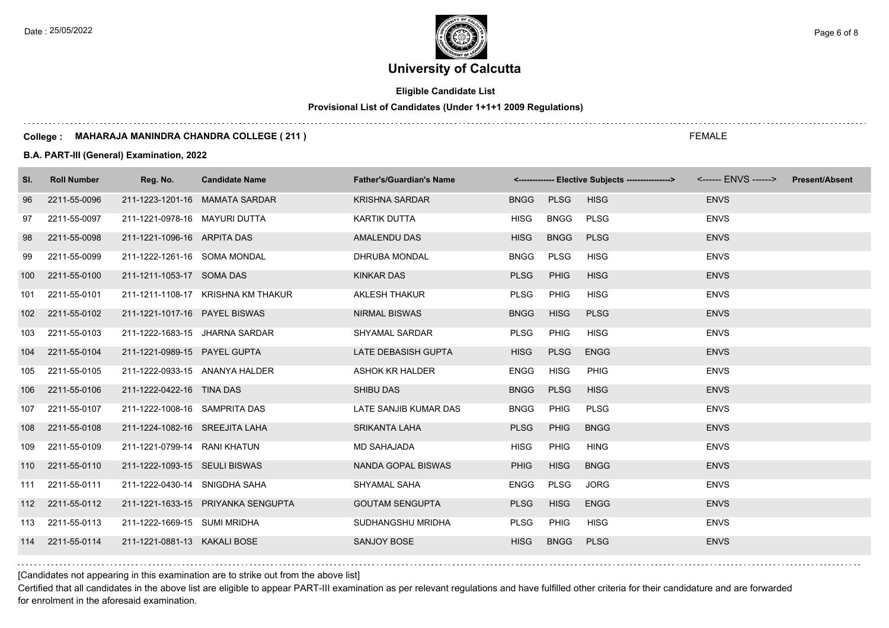# University of Calcutta

**Eligible Candidate List**

**Provisional List of Candidates (Under 1+1+1 2009 Regulations)**

**College : MAHARAJA MANINDRA CHANDRA COLLEGE ( 211 )** FEMALE

**B.A. PART-III (General) Examination, 2022**

| Sl. | Roll Number | Reg. No. | Candidate Name | Father's/Guardian's Name | <------------- Elective Subjects ----------------> | | | <------ ENVS ------> | Present/Absent |
|---|---|---|---|---|---|---|---|---|---|
| 96 | 2211-55-0096 | 211-1223-1201-16 | MAMATA SARDAR | KRISHNA SARDAR | BNGG | PLSG | HISG | ENVS | |
| 97 | 2211-55-0097 | 211-1221-0978-16 | MAYURI DUTTA | KARTIK DUTTA | HISG | BNGG | PLSG | ENVS | |
| 98 | 2211-55-0098 | 211-1221-1096-16 | ARPITA DAS | AMALENDU DAS | HISG | BNGG | PLSG | ENVS | |
| 99 | 2211-55-0099 | 211-1222-1261-16 | SOMA MONDAL | DHRUBA MONDAL | BNGG | PLSG | HISG | ENVS | |
| 100 | 2211-55-0100 | 211-1211-1053-17 | SOMA DAS | KINKAR DAS | PLSG | PHIG | HISG | ENVS | |
| 101 | 2211-55-0101 | 211-1211-1108-17 | KRISHNA KM THAKUR | AKLESH THAKUR | PLSG | PHIG | HISG | ENVS | |
| 102 | 2211-55-0102 | 211-1221-1017-16 | PAYEL BISWAS | NIRMAL BISWAS | BNGG | HISG | PLSG | ENVS | |
| 103 | 2211-55-0103 | 211-1222-1683-15 | JHARNA SARDAR | SHYAMAL SARDAR | PLSG | PHIG | HISG | ENVS | |
| 104 | 2211-55-0104 | 211-1221-0989-15 | PAYEL GUPTA | LATE DEBASISH GUPTA | HISG | PLSG | ENGG | ENVS | |
| 105 | 2211-55-0105 | 211-1222-0933-15 | ANANYA HALDER | ASHOK KR HALDER | ENGG | HISG | PHIG | ENVS | |
| 106 | 2211-55-0106 | 211-1222-0422-16 | TINA DAS | SHIBU DAS | BNGG | PLSG | HISG | ENVS | |
| 107 | 2211-55-0107 | 211-1222-1008-16 | SAMPRITA DAS | LATE SANJIB KUMAR DAS | BNGG | PHIG | PLSG | ENVS | |
| 108 | 2211-55-0108 | 211-1224-1082-16 | SREEJITA LAHA | SRIKANTA LAHA | PLSG | PHIG | BNGG | ENVS | |
| 109 | 2211-55-0109 | 211-1221-0799-14 | RANI KHATUN | MD SAHAJADA | HISG | PHIG | HING | ENVS | |
| 110 | 2211-55-0110 | 211-1222-1093-15 | SEULI BISWAS | NANDA GOPAL BISWAS | PHIG | HISG | BNGG | ENVS | |
| 111 | 2211-55-0111 | 211-1222-0430-14 | SNIGDHA SAHA | SHYAMAL SAHA | ENGG | PLSG | JORG | ENVS | |
| 112 | 2211-55-0112 | 211-1221-1633-15 | PRIYANKA SENGUPTA | GOUTAM SENGUPTA | PLSG | HISG | ENGG | ENVS | |
| 113 | 2211-55-0113 | 211-1222-1669-15 | SUMI MRIDHA | SUDHANGSHU MRIDHA | PLSG | PHIG | HISG | ENVS | |
| 114 | 2211-55-0114 | 211-1221-0881-13 | KAKALI BOSE | SANJOY BOSE | HISG | BNGG | PLSG | ENVS | |

[Candidates not appearing in this examination are to strike out from the above list]

Certified that all candidates in the above list are eligible to appear PART-III examination as per relevant regulations and have fulfilled other criteria for their candidature and are forwarded for enrolment in the aforesaid examination.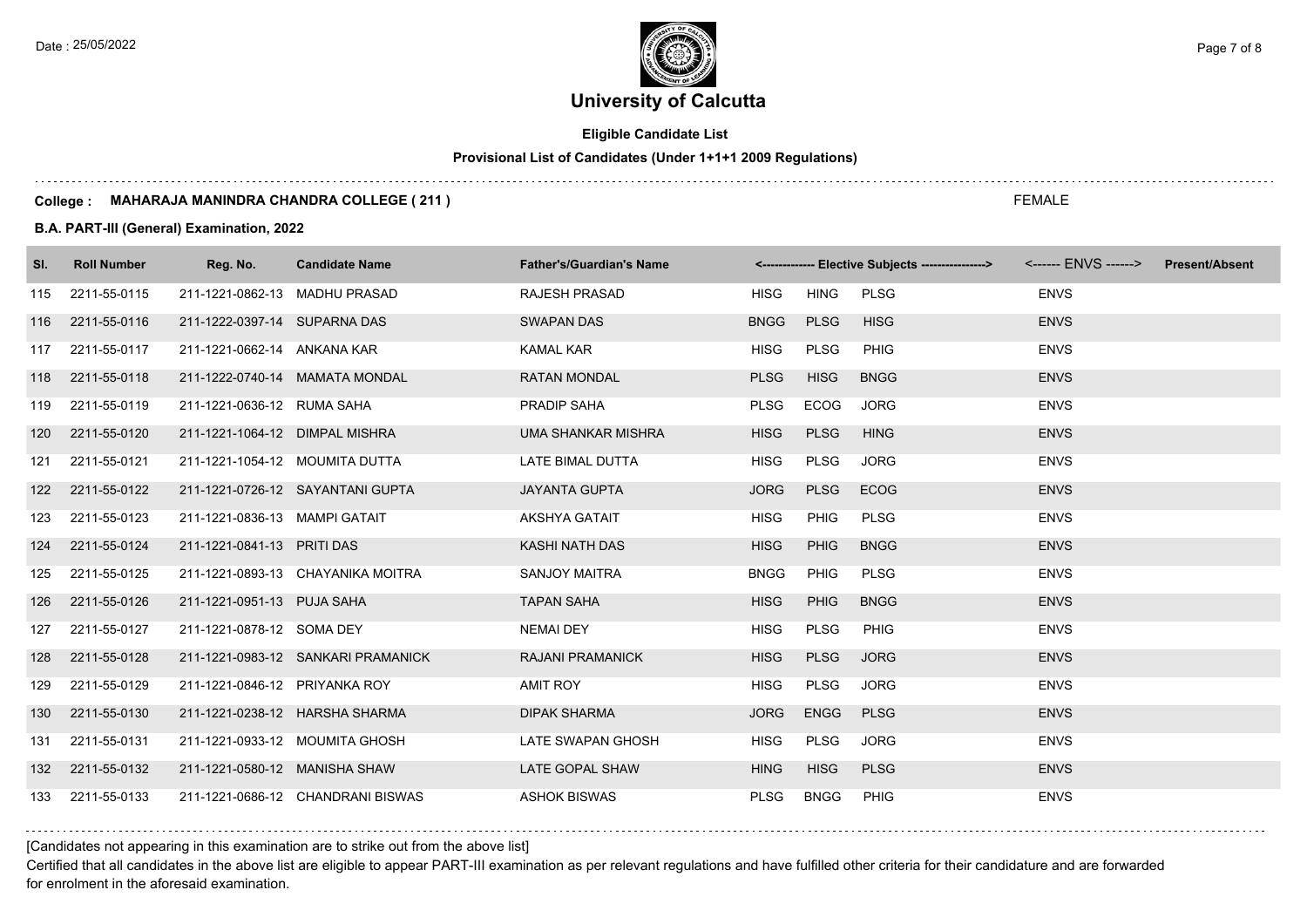# University of Calcutta

**Eligible Candidate List**

**Provisional List of Candidates (Under 1+1+1 2009 Regulations)**

**College : MAHARAJA MANINDRA CHANDRA COLLEGE ( 211 )** FEMALE

**B.A. PART-III (General) Examination, 2022**

| Sl. | Roll Number | Reg. No. | Candidate Name | Father's/Guardian's Name | <------------- Elective Subjects ----------------> | | | <------ ENVS ------> | Present/Absent |
|---|---|---|---|---|---|---|---|---|---|
| 115 | 2211-55-0115 | 211-1221-0862-13 | MADHU PRASAD | RAJESH PRASAD | HISG | HING | PLSG | ENVS | |
| 116 | 2211-55-0116 | 211-1222-0397-14 | SUPARNA DAS | SWAPAN DAS | BNGG | PLSG | HISG | ENVS | |
| 117 | 2211-55-0117 | 211-1221-0662-14 | ANKANA KAR | KAMAL KAR | HISG | PLSG | PHIG | ENVS | |
| 118 | 2211-55-0118 | 211-1222-0740-14 | MAMATA MONDAL | RATAN MONDAL | PLSG | HISG | BNGG | ENVS | |
| 119 | 2211-55-0119 | 211-1221-0636-12 | RUMA SAHA | PRADIP SAHA | PLSG | ECOG | JORG | ENVS | |
| 120 | 2211-55-0120 | 211-1221-1064-12 | DIMPAL MISHRA | UMA SHANKAR MISHRA | HISG | PLSG | HING | ENVS | |
| 121 | 2211-55-0121 | 211-1221-1054-12 | MOUMITA DUTTA | LATE BIMAL DUTTA | HISG | PLSG | JORG | ENVS | |
| 122 | 2211-55-0122 | 211-1221-0726-12 | SAYANTANI GUPTA | JAYANTA GUPTA | JORG | PLSG | ECOG | ENVS | |
| 123 | 2211-55-0123 | 211-1221-0836-13 | MAMPI GATAIT | AKSHYA GATAIT | HISG | PHIG | PLSG | ENVS | |
| 124 | 2211-55-0124 | 211-1221-0841-13 | PRITI DAS | KASHI NATH DAS | HISG | PHIG | BNGG | ENVS | |
| 125 | 2211-55-0125 | 211-1221-0893-13 | CHAYANIKA MOITRA | SANJOY MAITRA | BNGG | PHIG | PLSG | ENVS | |
| 126 | 2211-55-0126 | 211-1221-0951-13 | PUJA SAHA | TAPAN SAHA | HISG | PHIG | BNGG | ENVS | |
| 127 | 2211-55-0127 | 211-1221-0878-12 | SOMA DEY | NEMAI DEY | HISG | PLSG | PHIG | ENVS | |
| 128 | 2211-55-0128 | 211-1221-0983-12 | SANKARI PRAMANICK | RAJANI PRAMANICK | HISG | PLSG | JORG | ENVS | |
| 129 | 2211-55-0129 | 211-1221-0846-12 | PRIYANKA ROY | AMIT ROY | HISG | PLSG | JORG | ENVS | |
| 130 | 2211-55-0130 | 211-1221-0238-12 | HARSHA SHARMA | DIPAK SHARMA | JORG | ENGG | PLSG | ENVS | |
| 131 | 2211-55-0131 | 211-1221-0933-12 | MOUMITA GHOSH | LATE SWAPAN GHOSH | HISG | PLSG | JORG | ENVS | |
| 132 | 2211-55-0132 | 211-1221-0580-12 | MANISHA SHAW | LATE GOPAL SHAW | HING | HISG | PLSG | ENVS | |
| 133 | 2211-55-0133 | 211-1221-0686-12 | CHANDRANI BISWAS | ASHOK BISWAS | PLSG | BNGG | PHIG | ENVS | |

[Candidates not appearing in this examination are to strike out from the above list]

Certified that all candidates in the above list are eligible to appear PART-III examination as per relevant regulations and have fulfilled other criteria for their candidature and are forwarded for enrolment in the aforesaid examination.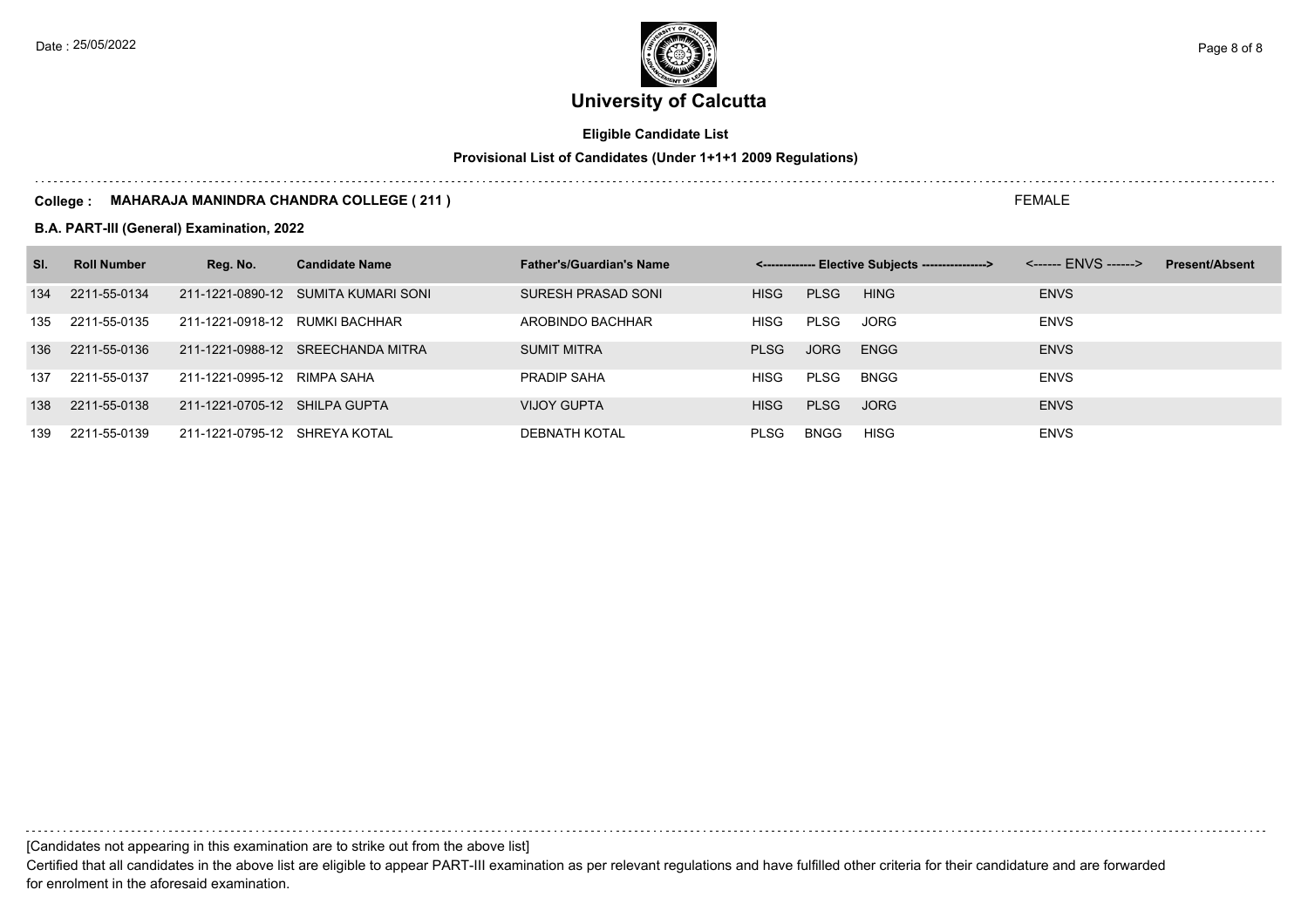# University of Calcutta

**Eligible Candidate List**

**Provisional List of Candidates (Under 1+1+1 2009 Regulations)**

**College : MAHARAJA MANINDRA CHANDRA COLLEGE ( 211 )** FEMALE

**B.A. PART-III (General) Examination, 2022**

| Sl. | Roll Number | Reg. No. | Candidate Name | Father's/Guardian's Name | <------------- Elective Subjects ----------------> | | | <------ ENVS ------> | Present/Absent |
|---|---|---|---|---|---|---|---|---|---|
| 134 | 2211-55-0134 | 211-1221-0890-12 | SUMITA KUMARI SONI | SURESH PRASAD SONI | HISG | PLSG | HING | ENVS | |
| 135 | 2211-55-0135 | 211-1221-0918-12 | RUMKI BACHHAR | AROBINDO BACHHAR | HISG | PLSG | JORG | ENVS | |
| 136 | 2211-55-0136 | 211-1221-0988-12 | SREECHANDA MITRA | SUMIT MITRA | PLSG | JORG | ENGG | ENVS | |
| 137 | 2211-55-0137 | 211-1221-0995-12 | RIMPA SAHA | PRADIP SAHA | HISG | PLSG | BNGG | ENVS | |
| 138 | 2211-55-0138 | 211-1221-0705-12 | SHILPA GUPTA | VIJOY GUPTA | HISG | PLSG | JORG | ENVS | |
| 139 | 2211-55-0139 | 211-1221-0795-12 | SHREYA KOTAL | DEBNATH KOTAL | PLSG | BNGG | HISG | ENVS | |

[Candidates not appearing in this examination are to strike out from the above list]

Certified that all candidates in the above list are eligible to appear PART-III examination as per relevant regulations and have fulfilled other criteria for their candidature and are forwarded for enrolment in the aforesaid examination.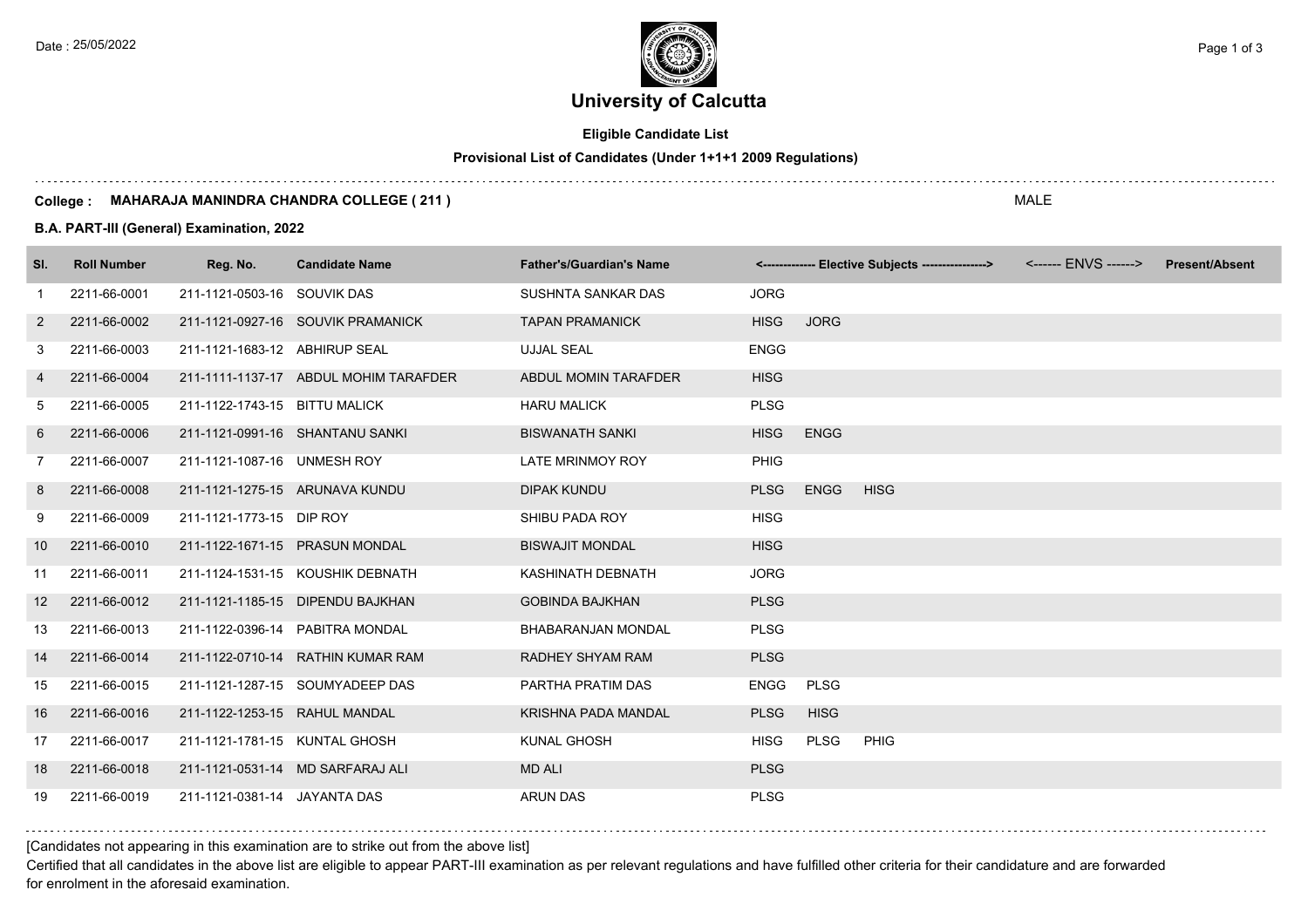# University of Calcutta

**Eligible Candidate List**

**Provisional List of Candidates (Under 1+1+1 2009 Regulations)**

**College : MAHARAJA MANINDRA CHANDRA COLLEGE ( 211 )** MALE

**B.A. PART-III (General) Examination, 2022**

| Sl. | Roll Number | Reg. No. | Candidate Name | Father's/Guardian's Name | <------------- Elective Subjects ----------------> | | | <------ ENVS ------> | Present/Absent |
|---|---|---|---|---|---|---|---|---|---|
| 1 | 2211-66-0001 | 211-1121-0503-16 | SOUVIK DAS | SUSHNTA SANKAR DAS | JORG | | | | |
| 2 | 2211-66-0002 | 211-1121-0927-16 | SOUVIK PRAMANICK | TAPAN PRAMANICK | HISG | JORG | | | |
| 3 | 2211-66-0003 | 211-1121-1683-12 | ABHIRUP SEAL | UJJAL SEAL | ENGG | | | | |
| 4 | 2211-66-0004 | 211-1111-1137-17 | ABDUL MOHIM TARAFDER | ABDUL MOMIN TARAFDER | HISG | | | | |
| 5 | 2211-66-0005 | 211-1122-1743-15 | BITTU MALICK | HARU MALICK | PLSG | | | | |
| 6 | 2211-66-0006 | 211-1121-0991-16 | SHANTANU SANKI | BISWANATH SANKI | HISG | ENGG | | | |
| 7 | 2211-66-0007 | 211-1121-1087-16 | UNMESH ROY | LATE MRINMOY ROY | PHIG | | | | |
| 8 | 2211-66-0008 | 211-1121-1275-15 | ARUNAVA KUNDU | DIPAK KUNDU | PLSG | ENGG | HISG | | |
| 9 | 2211-66-0009 | 211-1121-1773-15 | DIP ROY | SHIBU PADA ROY | HISG | | | | |
| 10 | 2211-66-0010 | 211-1122-1671-15 | PRASUN MONDAL | BISWAJIT MONDAL | HISG | | | | |
| 11 | 2211-66-0011 | 211-1124-1531-15 | KOUSHIK DEBNATH | KASHINATH DEBNATH | JORG | | | | |
| 12 | 2211-66-0012 | 211-1121-1185-15 | DIPENDU BAJKHAN | GOBINDA BAJKHAN | PLSG | | | | |
| 13 | 2211-66-0013 | 211-1122-0396-14 | PABITRA MONDAL | BHABARANJAN MONDAL | PLSG | | | | |
| 14 | 2211-66-0014 | 211-1122-0710-14 | RATHIN KUMAR RAM | RADHEY SHYAM RAM | PLSG | | | | |
| 15 | 2211-66-0015 | 211-1121-1287-15 | SOUMYADEEP DAS | PARTHA PRATIM DAS | ENGG | PLSG | | | |
| 16 | 2211-66-0016 | 211-1122-1253-15 | RAHUL MANDAL | KRISHNA PADA MANDAL | PLSG | HISG | | | |
| 17 | 2211-66-0017 | 211-1121-1781-15 | KUNTAL GHOSH | KUNAL GHOSH | HISG | PLSG | PHIG | | |
| 18 | 2211-66-0018 | 211-1121-0531-14 | MD SARFARAJ ALI | MD ALI | PLSG | | | | |
| 19 | 2211-66-0019 | 211-1121-0381-14 | JAYANTA DAS | ARUN DAS | PLSG | | | | |

[Candidates not appearing in this examination are to strike out from the above list]

Certified that all candidates in the above list are eligible to appear PART-III examination as per relevant regulations and have fulfilled other criteria for their candidature and are forwarded for enrolment in the aforesaid examination.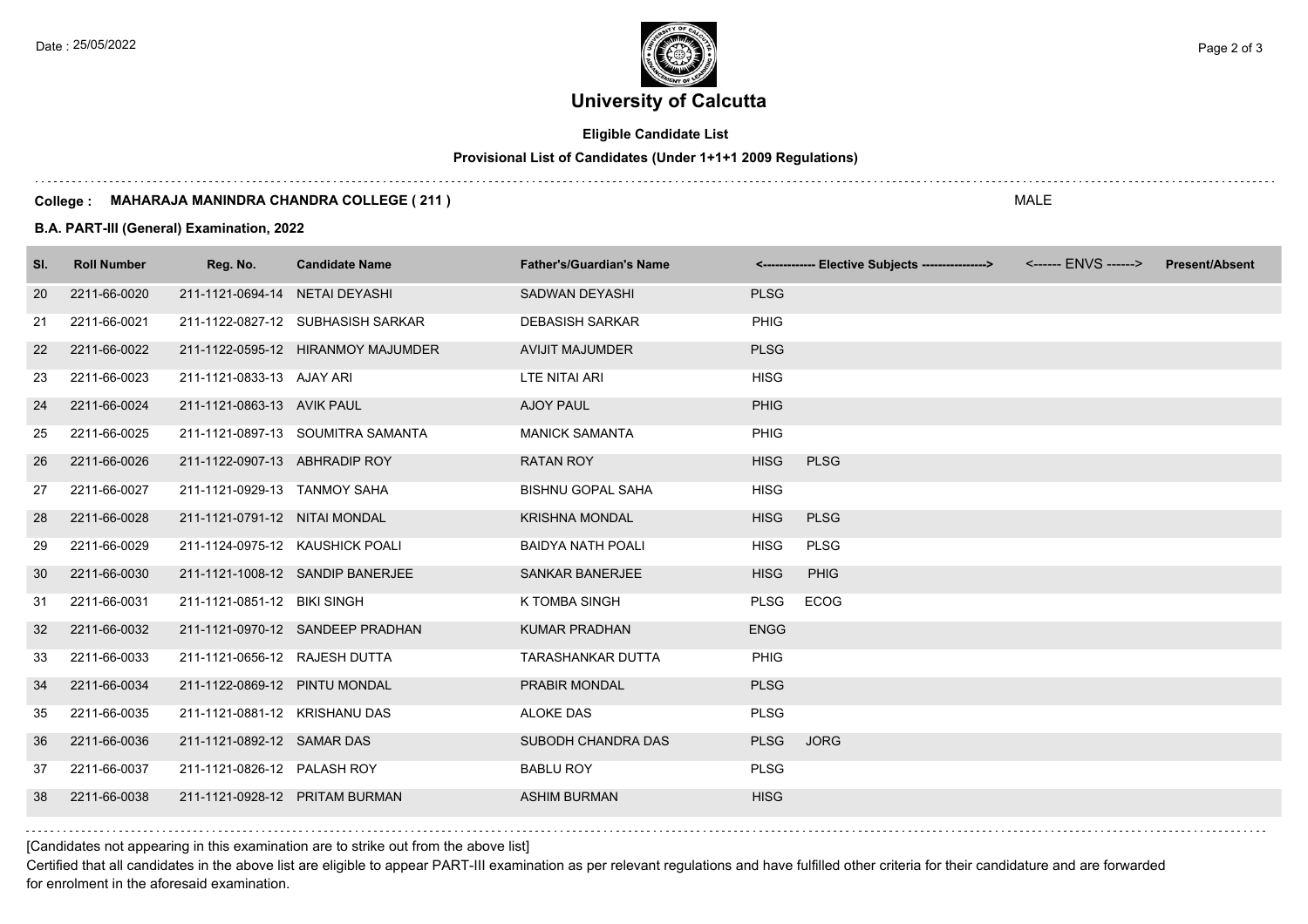# University of Calcutta

**Eligible Candidate List**

**Provisional List of Candidates (Under 1+1+1 2009 Regulations)**

**College : MAHARAJA MANINDRA CHANDRA COLLEGE ( 211 )**

MALE

**B.A. PART-III (General) Examination, 2022**

| Sl. | Roll Number | Reg. No. | Candidate Name | Father's/Guardian's Name | <------------- Elective Subjects ----------------> | | <------ ENVS ------> | Present/Absent |
|---|---|---|---|---|---|---|---|---|
| 20 | 2211-66-0020 | 211-1121-0694-14 | NETAI DEYASHI | SADWAN DEYASHI | PLSG | | | |
| 21 | 2211-66-0021 | 211-1122-0827-12 | SUBHASISH SARKAR | DEBASISH SARKAR | PHIG | | | |
| 22 | 2211-66-0022 | 211-1122-0595-12 | HIRANMOY MAJUMDER | AVIJIT MAJUMDER | PLSG | | | |
| 23 | 2211-66-0023 | 211-1121-0833-13 | AJAY ARI | LTE NITAI ARI | HISG | | | |
| 24 | 2211-66-0024 | 211-1121-0863-13 | AVIK PAUL | AJOY PAUL | PHIG | | | |
| 25 | 2211-66-0025 | 211-1121-0897-13 | SOUMITRA SAMANTA | MANICK SAMANTA | PHIG | | | |
| 26 | 2211-66-0026 | 211-1122-0907-13 | ABHRADIP ROY | RATAN ROY | HISG | PLSG | | |
| 27 | 2211-66-0027 | 211-1121-0929-13 | TANMOY SAHA | BISHNU GOPAL SAHA | HISG | | | |
| 28 | 2211-66-0028 | 211-1121-0791-12 | NITAI MONDAL | KRISHNA MONDAL | HISG | PLSG | | |
| 29 | 2211-66-0029 | 211-1124-0975-12 | KAUSHICK POALI | BAIDYA NATH POALI | HISG | PLSG | | |
| 30 | 2211-66-0030 | 211-1121-1008-12 | SANDIP BANERJEE | SANKAR BANERJEE | HISG | PHIG | | |
| 31 | 2211-66-0031 | 211-1121-0851-12 | BIKI SINGH | K TOMBA SINGH | PLSG | ECOG | | |
| 32 | 2211-66-0032 | 211-1121-0970-12 | SANDEEP PRADHAN | KUMAR PRADHAN | ENGG | | | |
| 33 | 2211-66-0033 | 211-1121-0656-12 | RAJESH DUTTA | TARASHANKAR DUTTA | PHIG | | | |
| 34 | 2211-66-0034 | 211-1122-0869-12 | PINTU MONDAL | PRABIR MONDAL | PLSG | | | |
| 35 | 2211-66-0035 | 211-1121-0881-12 | KRISHANU DAS | ALOKE DAS | PLSG | | | |
| 36 | 2211-66-0036 | 211-1121-0892-12 | SAMAR DAS | SUBODH CHANDRA DAS | PLSG | JORG | | |
| 37 | 2211-66-0037 | 211-1121-0826-12 | PALASH ROY | BABLU ROY | PLSG | | | |
| 38 | 2211-66-0038 | 211-1121-0928-12 | PRITAM BURMAN | ASHIM BURMAN | HISG | | | |

[Candidates not appearing in this examination are to strike out from the above list]

Certified that all candidates in the above list are eligible to appear PART-III examination as per relevant regulations and have fulfilled other criteria for their candidature and are forwarded for enrolment in the aforesaid examination.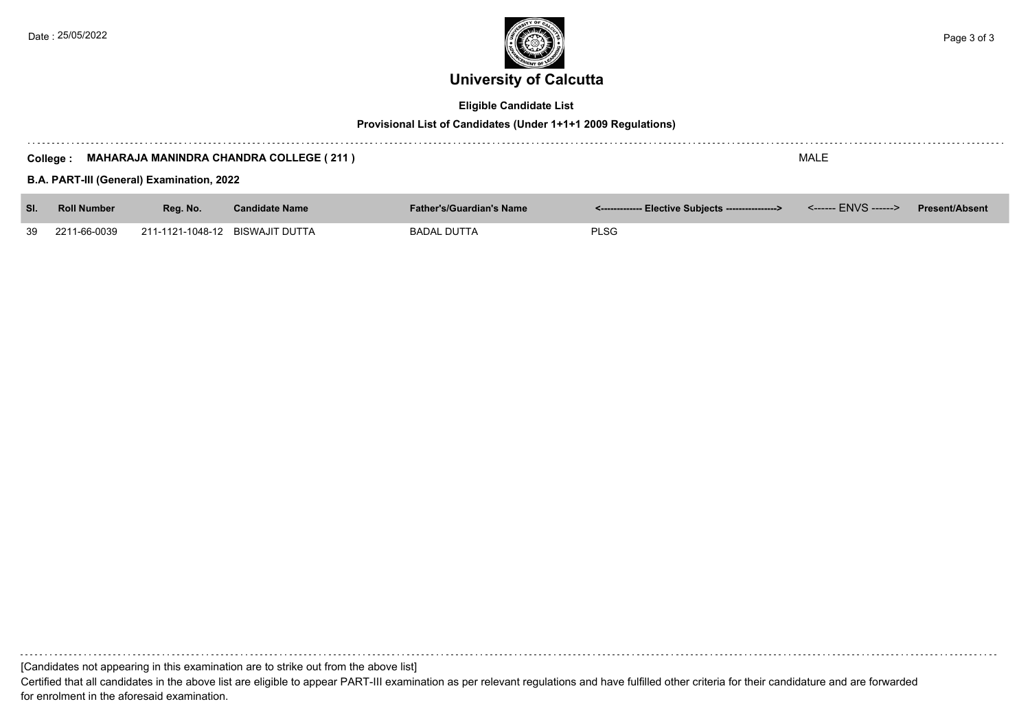# University of Calcutta

**Eligible Candidate List**

**Provisional List of Candidates (Under 1+1+1 2009 Regulations)**

**College : MAHARAJA MANINDRA CHANDRA COLLEGE ( 211 )** MALE

**B.A. PART-III (General) Examination, 2022**

| Sl. | Roll Number | Reg. No. | Candidate Name | Father's/Guardian's Name | <------------- Elective Subjects ----------------> | <------ ENVS ------> | Present/Absent |
|---|---|---|---|---|---|---|---|
| 39 | 2211-66-0039 | 211-1121-1048-12 | BISWAJIT DUTTA | BADAL DUTTA | PLSG | | |

[Candidates not appearing in this examination are to strike out from the above list]

Certified that all candidates in the above list are eligible to appear PART-III examination as per relevant regulations and have fulfilled other criteria for their candidature and are forwarded for enrolment in the aforesaid examination.